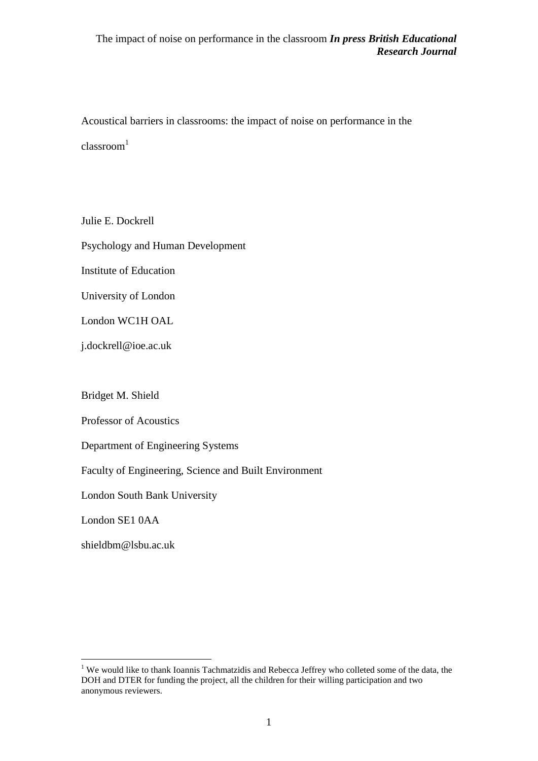# Acoustical barriers in classrooms: the impact of noise on performance in the classroom[1]

Julie E. Dockrell

Psychology and Human Development

Institute of Education

University of London

London WC1H OAL

j.dockrell@ioe.ac.uk

Bridget M. Shield

Professor of Acoustics

Department of Engineering Systems

Faculty of Engineering, Science and Built Environment

London South Bank University

London SE1 0AA

shieldbm@lsbu.ac.uk

---

[1] We would like to thank Ioannis Tachmatzidis and Rebecca Jeffrey who colleted some of the data, the DOH and DTER for funding the project, all the children for their willing participation and two anonymous reviewers.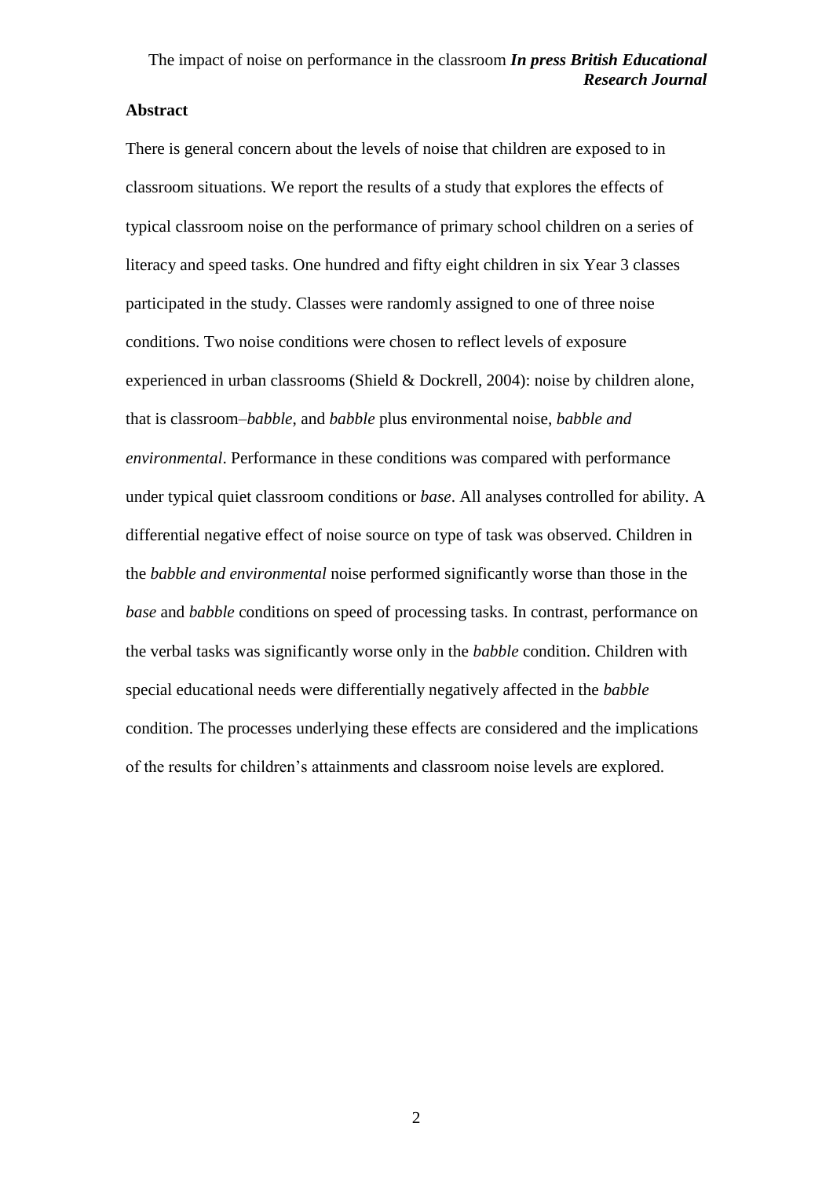## Abstract

There is general concern about the levels of noise that children are exposed to in classroom situations. We report the results of a study that explores the effects of typical classroom noise on the performance of primary school children on a series of literacy and speed tasks. One hundred and fifty eight children in six Year 3 classes participated in the study. Classes were randomly assigned to one of three noise conditions. Two noise conditions were chosen to reflect levels of exposure experienced in urban classrooms (Shield & Dockrell, 2004): noise by children alone, that is classroom–*babble*, and *babble* plus environmental noise, *babble and environmental*. Performance in these conditions was compared with performance under typical quiet classroom conditions or *base*. All analyses controlled for ability. A differential negative effect of noise source on type of task was observed. Children in the *babble and environmental* noise performed significantly worse than those in the *base* and *babble* conditions on speed of processing tasks. In contrast, performance on the verbal tasks was significantly worse only in the *babble* condition. Children with special educational needs were differentially negatively affected in the *babble* condition. The processes underlying these effects are considered and the implications of the results for children's attainments and classroom noise levels are explored.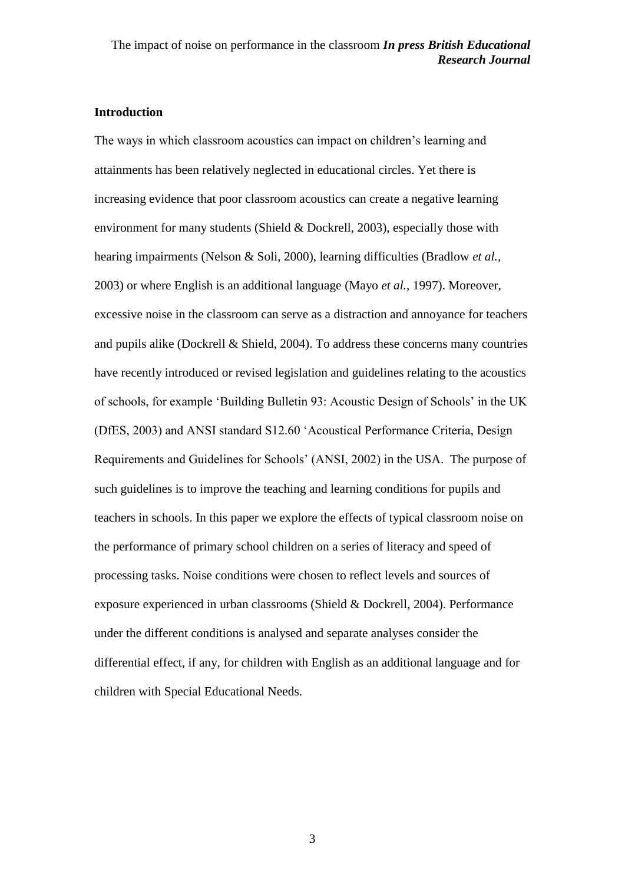## Introduction

The ways in which classroom acoustics can impact on children's learning and attainments has been relatively neglected in educational circles. Yet there is increasing evidence that poor classroom acoustics can create a negative learning environment for many students (Shield & Dockrell, 2003), especially those with hearing impairments (Nelson & Soli, 2000), learning difficulties (Bradlow *et al.,* 2003) or where English is an additional language (Mayo *et al.,* 1997). Moreover, excessive noise in the classroom can serve as a distraction and annoyance for teachers and pupils alike (Dockrell & Shield, 2004). To address these concerns many countries have recently introduced or revised legislation and guidelines relating to the acoustics of schools, for example 'Building Bulletin 93: Acoustic Design of Schools' in the UK (DfES, 2003) and ANSI standard S12.60 'Acoustical Performance Criteria, Design Requirements and Guidelines for Schools' (ANSI, 2002) in the USA. The purpose of such guidelines is to improve the teaching and learning conditions for pupils and teachers in schools. In this paper we explore the effects of typical classroom noise on the performance of primary school children on a series of literacy and speed of processing tasks. Noise conditions were chosen to reflect levels and sources of exposure experienced in urban classrooms (Shield & Dockrell, 2004). Performance under the different conditions is analysed and separate analyses consider the differential effect, if any, for children with English as an additional language and for children with Special Educational Needs.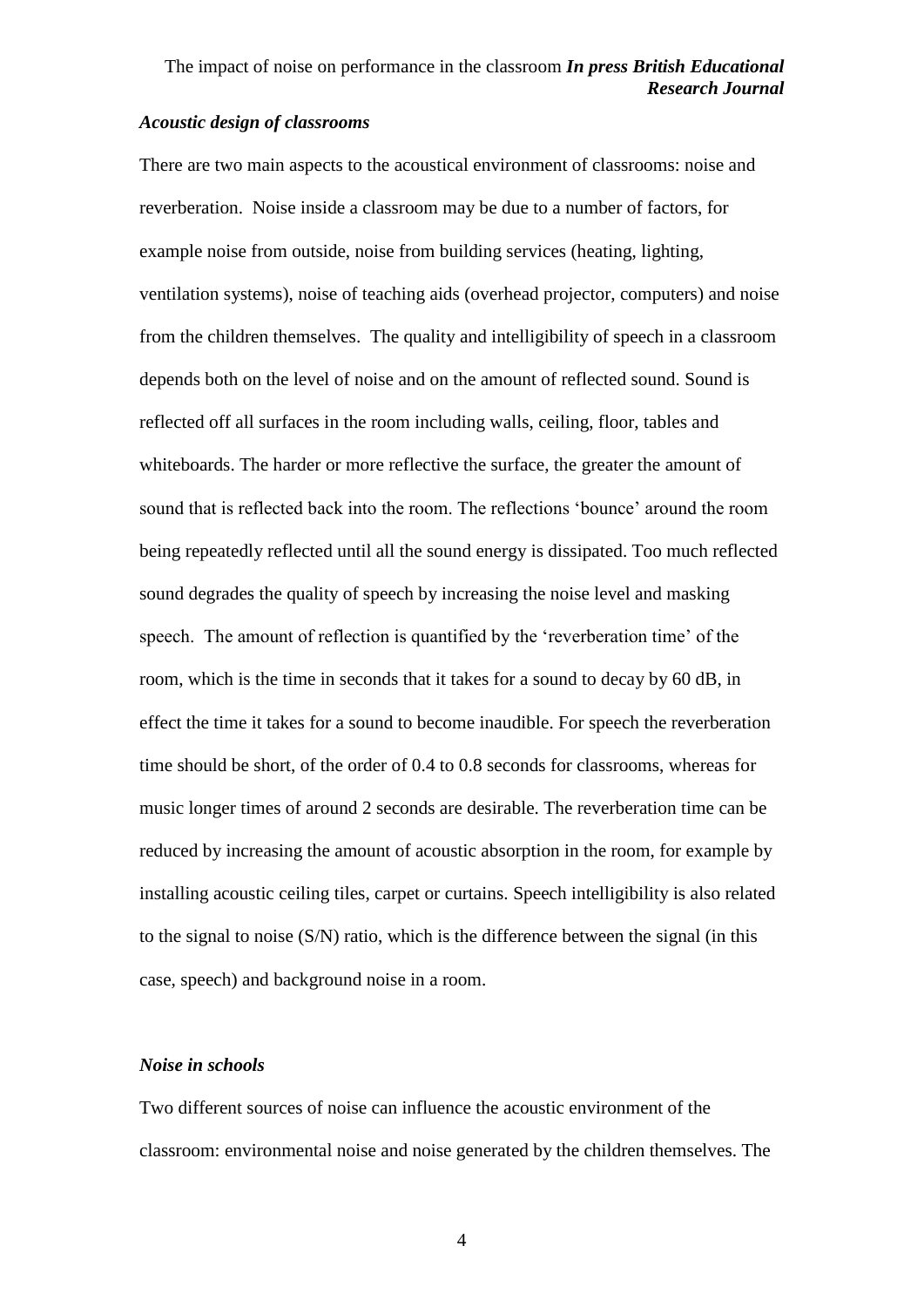### *Acoustic design of classrooms*

There are two main aspects to the acoustical environment of classrooms: noise and reverberation. Noise inside a classroom may be due to a number of factors, for example noise from outside, noise from building services (heating, lighting, ventilation systems), noise of teaching aids (overhead projector, computers) and noise from the children themselves. The quality and intelligibility of speech in a classroom depends both on the level of noise and on the amount of reflected sound. Sound is reflected off all surfaces in the room including walls, ceiling, floor, tables and whiteboards. The harder or more reflective the surface, the greater the amount of sound that is reflected back into the room. The reflections 'bounce' around the room being repeatedly reflected until all the sound energy is dissipated. Too much reflected sound degrades the quality of speech by increasing the noise level and masking speech. The amount of reflection is quantified by the 'reverberation time' of the room, which is the time in seconds that it takes for a sound to decay by 60 dB, in effect the time it takes for a sound to become inaudible. For speech the reverberation time should be short, of the order of 0.4 to 0.8 seconds for classrooms, whereas for music longer times of around 2 seconds are desirable. The reverberation time can be reduced by increasing the amount of acoustic absorption in the room, for example by installing acoustic ceiling tiles, carpet or curtains. Speech intelligibility is also related to the signal to noise (S/N) ratio, which is the difference between the signal (in this case, speech) and background noise in a room.

### *Noise in schools*

Two different sources of noise can influence the acoustic environment of the classroom: environmental noise and noise generated by the children themselves. The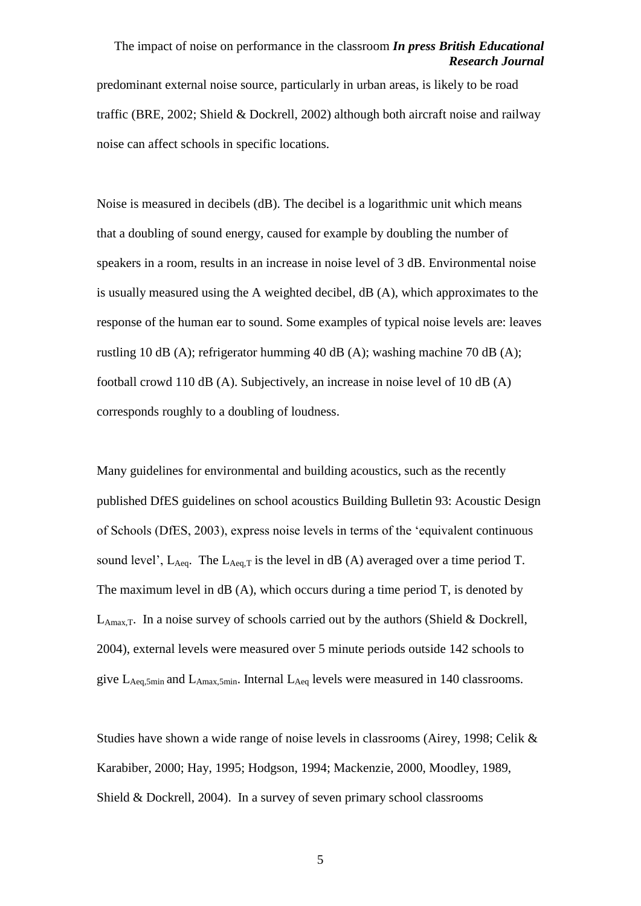predominant external noise source, particularly in urban areas, is likely to be road traffic (BRE, 2002; Shield & Dockrell, 2002) although both aircraft noise and railway noise can affect schools in specific locations.

Noise is measured in decibels (dB). The decibel is a logarithmic unit which means that a doubling of sound energy, caused for example by doubling the number of speakers in a room, results in an increase in noise level of 3 dB. Environmental noise is usually measured using the A weighted decibel, dB (A), which approximates to the response of the human ear to sound. Some examples of typical noise levels are: leaves rustling 10 dB (A); refrigerator humming 40 dB (A); washing machine 70 dB (A); football crowd 110 dB (A). Subjectively, an increase in noise level of 10 dB (A) corresponds roughly to a doubling of loudness.

Many guidelines for environmental and building acoustics, such as the recently published DfES guidelines on school acoustics Building Bulletin 93: Acoustic Design of Schools (DfES, 2003), express noise levels in terms of the 'equivalent continuous sound level', $L_{Aeq}$. The $L_{Aeq,T}$ is the level in dB (A) averaged over a time period T. The maximum level in dB (A), which occurs during a time period T, is denoted by $L_{Amax,T}$. In a noise survey of schools carried out by the authors (Shield & Dockrell, 2004), external levels were measured over 5 minute periods outside 142 schools to give $L_{Aeq,5min}$ and $L_{Amax,5min}$. Internal $L_{Aeq}$ levels were measured in 140 classrooms.

Studies have shown a wide range of noise levels in classrooms (Airey, 1998; Celik & Karabiber, 2000; Hay, 1995; Hodgson, 1994; Mackenzie, 2000, Moodley, 1989, Shield & Dockrell, 2004). In a survey of seven primary school classrooms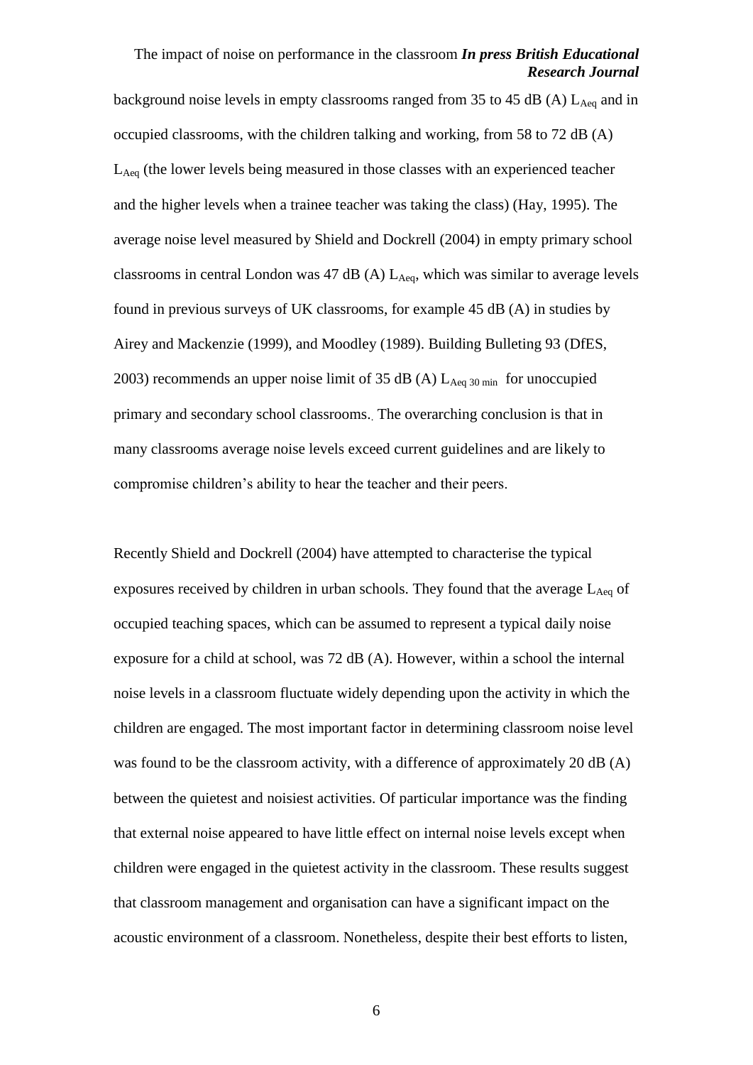background noise levels in empty classrooms ranged from 35 to 45 dB (A) $L_{Aeq}$ and in occupied classrooms, with the children talking and working, from 58 to 72 dB (A) $L_{Aeq}$ (the lower levels being measured in those classes with an experienced teacher and the higher levels when a trainee teacher was taking the class) (Hay, 1995). The average noise level measured by Shield and Dockrell (2004) in empty primary school classrooms in central London was 47 dB (A) $L_{Aeq}$, which was similar to average levels found in previous surveys of UK classrooms, for example 45 dB (A) in studies by Airey and Mackenzie (1999), and Moodley (1989). Building Bulleting 93 (DfES, 2003) recommends an upper noise limit of 35 dB (A) $L_{Aeq\ 30\ min}$ for unoccupied primary and secondary school classrooms.. The overarching conclusion is that in many classrooms average noise levels exceed current guidelines and are likely to compromise children's ability to hear the teacher and their peers.

Recently Shield and Dockrell (2004) have attempted to characterise the typical exposures received by children in urban schools. They found that the average $L_{Aeq}$ of occupied teaching spaces, which can be assumed to represent a typical daily noise exposure for a child at school, was 72 dB (A). However, within a school the internal noise levels in a classroom fluctuate widely depending upon the activity in which the children are engaged. The most important factor in determining classroom noise level was found to be the classroom activity, with a difference of approximately 20 dB (A) between the quietest and noisiest activities. Of particular importance was the finding that external noise appeared to have little effect on internal noise levels except when children were engaged in the quietest activity in the classroom. These results suggest that classroom management and organisation can have a significant impact on the acoustic environment of a classroom. Nonetheless, despite their best efforts to listen,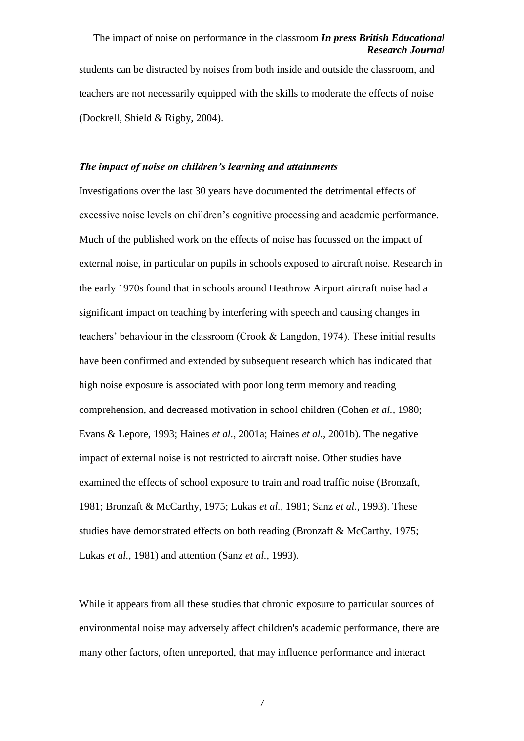students can be distracted by noises from both inside and outside the classroom, and teachers are not necessarily equipped with the skills to moderate the effects of noise (Dockrell, Shield & Rigby, 2004).

### *The impact of noise on children's learning and attainments*

Investigations over the last 30 years have documented the detrimental effects of excessive noise levels on children's cognitive processing and academic performance. Much of the published work on the effects of noise has focussed on the impact of external noise, in particular on pupils in schools exposed to aircraft noise. Research in the early 1970s found that in schools around Heathrow Airport aircraft noise had a significant impact on teaching by interfering with speech and causing changes in teachers' behaviour in the classroom (Crook & Langdon, 1974). These initial results have been confirmed and extended by subsequent research which has indicated that high noise exposure is associated with poor long term memory and reading comprehension, and decreased motivation in school children (Cohen *et al.,* 1980; Evans & Lepore, 1993; Haines *et al.,* 2001a; Haines *et al.,* 2001b). The negative impact of external noise is not restricted to aircraft noise. Other studies have examined the effects of school exposure to train and road traffic noise (Bronzaft, 1981; Bronzaft & McCarthy, 1975; Lukas *et al.,* 1981; Sanz *et al.,* 1993). These studies have demonstrated effects on both reading (Bronzaft & McCarthy, 1975; Lukas *et al.,* 1981) and attention (Sanz *et al.,* 1993).

While it appears from all these studies that chronic exposure to particular sources of environmental noise may adversely affect children's academic performance, there are many other factors, often unreported, that may influence performance and interact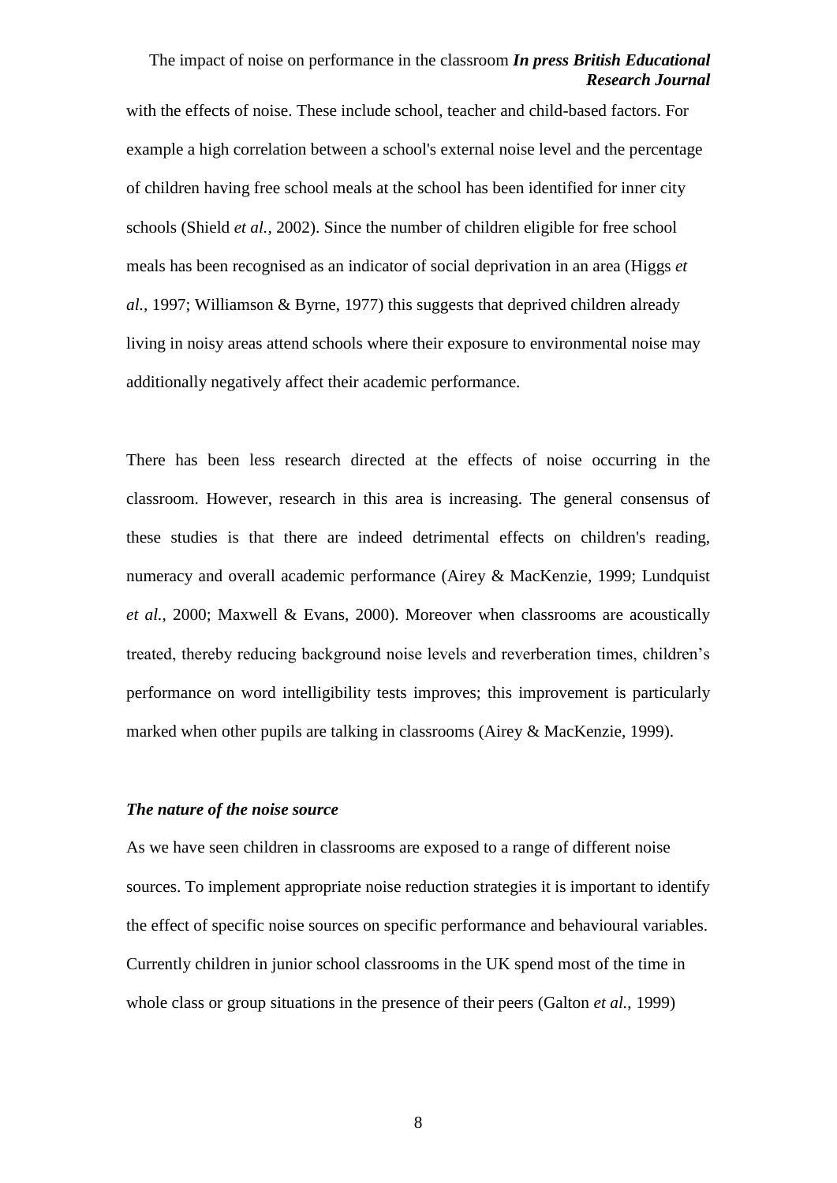with the effects of noise. These include school, teacher and child-based factors. For example a high correlation between a school's external noise level and the percentage of children having free school meals at the school has been identified for inner city schools (Shield *et al.,* 2002). Since the number of children eligible for free school meals has been recognised as an indicator of social deprivation in an area (Higgs *et al.,* 1997; Williamson & Byrne, 1977) this suggests that deprived children already living in noisy areas attend schools where their exposure to environmental noise may additionally negatively affect their academic performance.

There has been less research directed at the effects of noise occurring in the classroom. However, research in this area is increasing. The general consensus of these studies is that there are indeed detrimental effects on children's reading, numeracy and overall academic performance (Airey & MacKenzie, 1999; Lundquist *et al.,* 2000; Maxwell & Evans, 2000). Moreover when classrooms are acoustically treated, thereby reducing background noise levels and reverberation times, children's performance on word intelligibility tests improves; this improvement is particularly marked when other pupils are talking in classrooms (Airey & MacKenzie, 1999).

### *The nature of the noise source*

As we have seen children in classrooms are exposed to a range of different noise sources. To implement appropriate noise reduction strategies it is important to identify the effect of specific noise sources on specific performance and behavioural variables. Currently children in junior school classrooms in the UK spend most of the time in whole class or group situations in the presence of their peers (Galton *et al.,* 1999)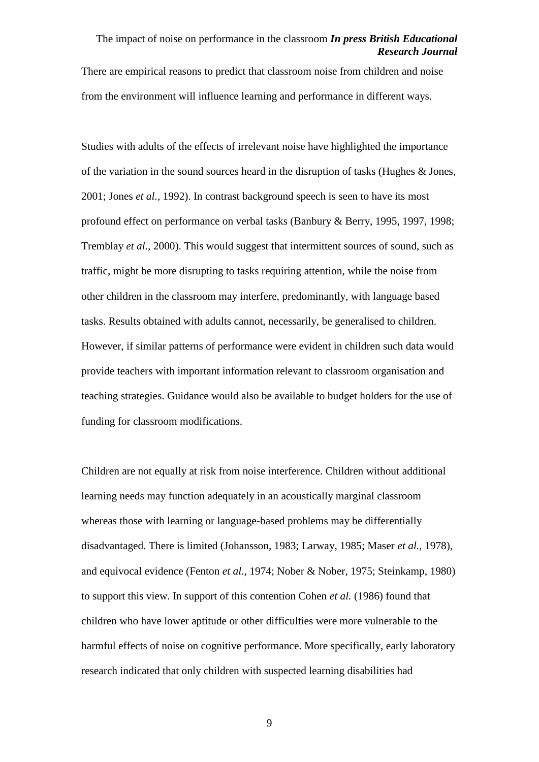There are empirical reasons to predict that classroom noise from children and noise from the environment will influence learning and performance in different ways.

Studies with adults of the effects of irrelevant noise have highlighted the importance of the variation in the sound sources heard in the disruption of tasks (Hughes & Jones, 2001; Jones *et al.,* 1992). In contrast background speech is seen to have its most profound effect on performance on verbal tasks (Banbury & Berry, 1995, 1997, 1998; Tremblay *et al.,* 2000). This would suggest that intermittent sources of sound, such as traffic, might be more disrupting to tasks requiring attention, while the noise from other children in the classroom may interfere, predominantly, with language based tasks. Results obtained with adults cannot, necessarily, be generalised to children. However, if similar patterns of performance were evident in children such data would provide teachers with important information relevant to classroom organisation and teaching strategies. Guidance would also be available to budget holders for the use of funding for classroom modifications.

Children are not equally at risk from noise interference. Children without additional learning needs may function adequately in an acoustically marginal classroom whereas those with learning or language-based problems may be differentially disadvantaged. There is limited (Johansson, 1983; Larway, 1985; Maser *et al.,* 1978), and equivocal evidence (Fenton *et al.,* 1974; Nober & Nober, 1975; Steinkamp, 1980) to support this view. In support of this contention Cohen *et al.* (1986) found that children who have lower aptitude or other difficulties were more vulnerable to the harmful effects of noise on cognitive performance. More specifically, early laboratory research indicated that only children with suspected learning disabilities had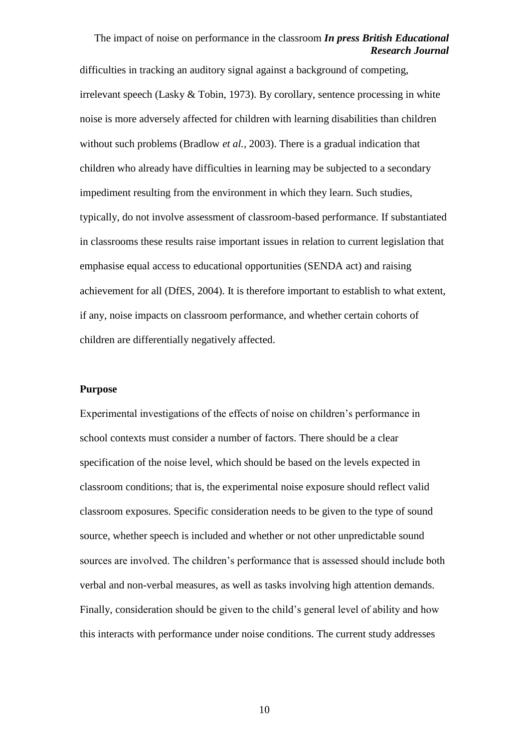difficulties in tracking an auditory signal against a background of competing, irrelevant speech (Lasky & Tobin, 1973). By corollary, sentence processing in white noise is more adversely affected for children with learning disabilities than children without such problems (Bradlow *et al.,* 2003). There is a gradual indication that children who already have difficulties in learning may be subjected to a secondary impediment resulting from the environment in which they learn. Such studies, typically, do not involve assessment of classroom-based performance. If substantiated in classrooms these results raise important issues in relation to current legislation that emphasise equal access to educational opportunities (SENDA act) and raising achievement for all (DfES, 2004). It is therefore important to establish to what extent, if any, noise impacts on classroom performance, and whether certain cohorts of children are differentially negatively affected.

**Purpose**

Experimental investigations of the effects of noise on children's performance in school contexts must consider a number of factors. There should be a clear specification of the noise level, which should be based on the levels expected in classroom conditions; that is, the experimental noise exposure should reflect valid classroom exposures. Specific consideration needs to be given to the type of sound source, whether speech is included and whether or not other unpredictable sound sources are involved. The children's performance that is assessed should include both verbal and non-verbal measures, as well as tasks involving high attention demands. Finally, consideration should be given to the child's general level of ability and how this interacts with performance under noise conditions. The current study addresses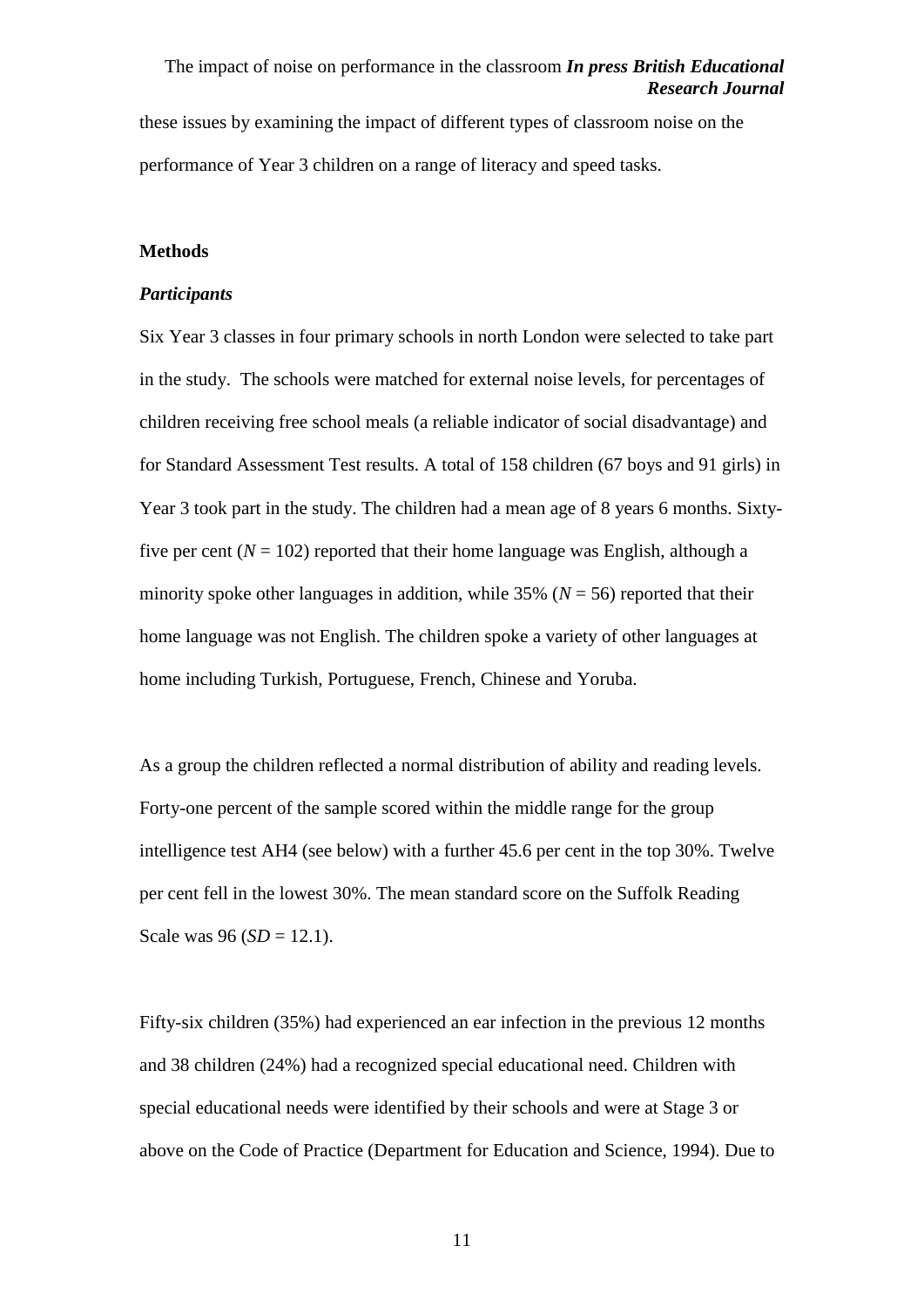these issues by examining the impact of different types of classroom noise on the performance of Year 3 children on a range of literacy and speed tasks.

## Methods

### *Participants*

Six Year 3 classes in four primary schools in north London were selected to take part in the study. The schools were matched for external noise levels, for percentages of children receiving free school meals (a reliable indicator of social disadvantage) and for Standard Assessment Test results. A total of 158 children (67 boys and 91 girls) in Year 3 took part in the study. The children had a mean age of 8 years 6 months. Sixty-five per cent ($N = 102$) reported that their home language was English, although a minority spoke other languages in addition, while 35% ($N = 56$) reported that their home language was not English. The children spoke a variety of other languages at home including Turkish, Portuguese, French, Chinese and Yoruba.

As a group the children reflected a normal distribution of ability and reading levels. Forty-one percent of the sample scored within the middle range for the group intelligence test AH4 (see below) with a further 45.6 per cent in the top 30%. Twelve per cent fell in the lowest 30%. The mean standard score on the Suffolk Reading Scale was 96 ($SD = 12.1$).

Fifty-six children (35%) had experienced an ear infection in the previous 12 months and 38 children (24%) had a recognized special educational need. Children with special educational needs were identified by their schools and were at Stage 3 or above on the Code of Practice (Department for Education and Science, 1994). Due to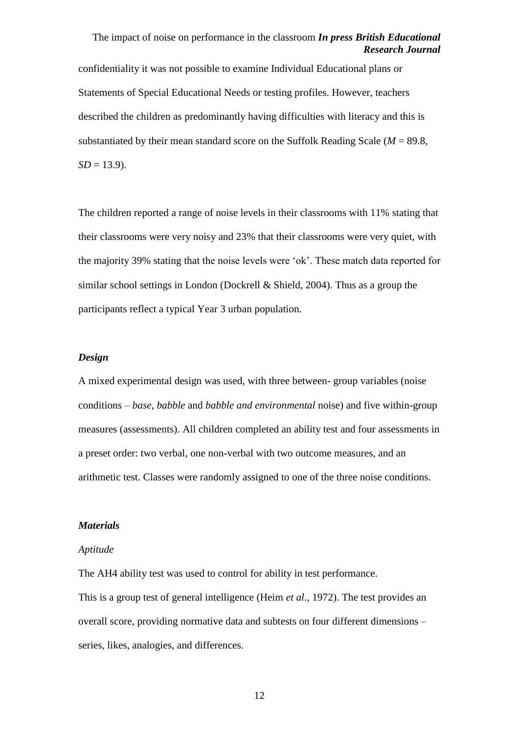confidentiality it was not possible to examine Individual Educational plans or Statements of Special Educational Needs or testing profiles. However, teachers described the children as predominantly having difficulties with literacy and this is substantiated by their mean standard score on the Suffolk Reading Scale ($M$ = 89.8, $SD$ = 13.9).

The children reported a range of noise levels in their classrooms with 11% stating that their classrooms were very noisy and 23% that their classrooms were very quiet, with the majority 39% stating that the noise levels were 'ok'. These match data reported for similar school settings in London (Dockrell & Shield, 2004). Thus as a group the participants reflect a typical Year 3 urban population.

### *Design*

A mixed experimental design was used, with three between- group variables (noise conditions – *base*, *babble* and *babble and environmental* noise) and five within-group measures (assessments). All children completed an ability test and four assessments in a preset order: two verbal, one non-verbal with two outcome measures, and an arithmetic test. Classes were randomly assigned to one of the three noise conditions.

### *Materials*

*Aptitude*

The AH4 ability test was used to control for ability in test performance.
This is a group test of general intelligence (Heim *et al.*, 1972). The test provides an overall score, providing normative data and subtests on four different dimensions – series, likes, analogies, and differences.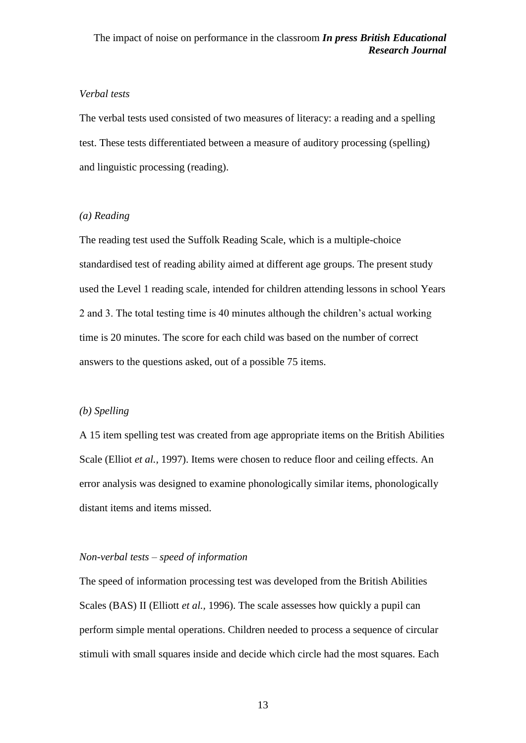*Verbal tests*

The verbal tests used consisted of two measures of literacy: a reading and a spelling test. These tests differentiated between a measure of auditory processing (spelling) and linguistic processing (reading).

*(a) Reading*

The reading test used the Suffolk Reading Scale, which is a multiple-choice standardised test of reading ability aimed at different age groups. The present study used the Level 1 reading scale, intended for children attending lessons in school Years 2 and 3. The total testing time is 40 minutes although the children's actual working time is 20 minutes. The score for each child was based on the number of correct answers to the questions asked, out of a possible 75 items.

*(b) Spelling*

A 15 item spelling test was created from age appropriate items on the British Abilities Scale (Elliot *et al.,* 1997). Items were chosen to reduce floor and ceiling effects. An error analysis was designed to examine phonologically similar items, phonologically distant items and items missed.

*Non-verbal tests – speed of information*

The speed of information processing test was developed from the British Abilities Scales (BAS) II (Elliott *et al.,* 1996). The scale assesses how quickly a pupil can perform simple mental operations. Children needed to process a sequence of circular stimuli with small squares inside and decide which circle had the most squares. Each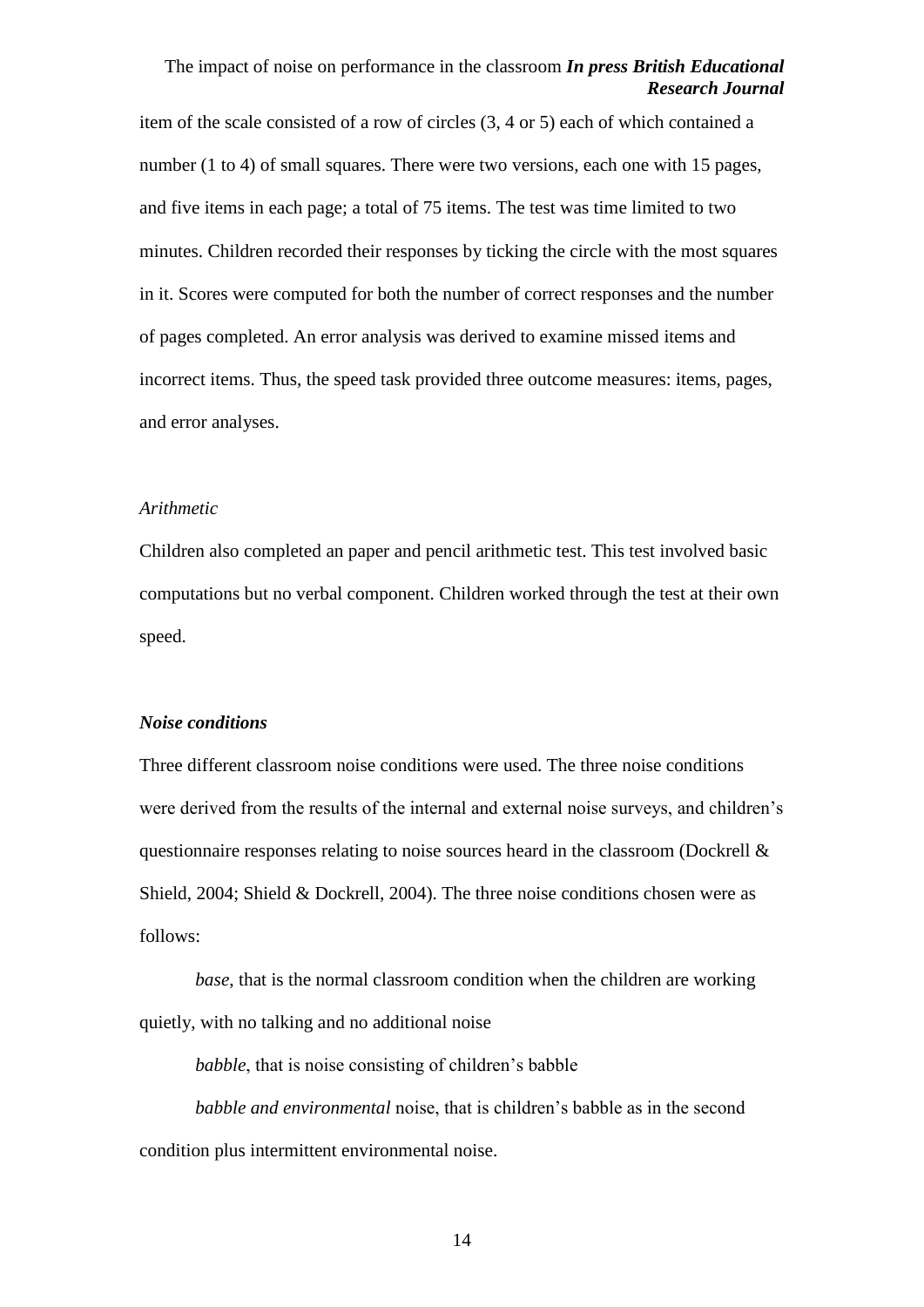item of the scale consisted of a row of circles (3, 4 or 5) each of which contained a number (1 to 4) of small squares. There were two versions, each one with 15 pages, and five items in each page; a total of 75 items. The test was time limited to two minutes. Children recorded their responses by ticking the circle with the most squares in it. Scores were computed for both the number of correct responses and the number of pages completed. An error analysis was derived to examine missed items and incorrect items. Thus, the speed task provided three outcome measures: items, pages, and error analyses.

*Arithmetic*

Children also completed an paper and pencil arithmetic test. This test involved basic computations but no verbal component. Children worked through the test at their own speed.

***Noise conditions***

Three different classroom noise conditions were used. The three noise conditions were derived from the results of the internal and external noise surveys, and children's questionnaire responses relating to noise sources heard in the classroom (Dockrell & Shield, 2004; Shield & Dockrell, 2004). The three noise conditions chosen were as follows:

*base*, that is the normal classroom condition when the children are working quietly, with no talking and no additional noise

*babble*, that is noise consisting of children's babble

*babble and environmental* noise, that is children's babble as in the second condition plus intermittent environmental noise.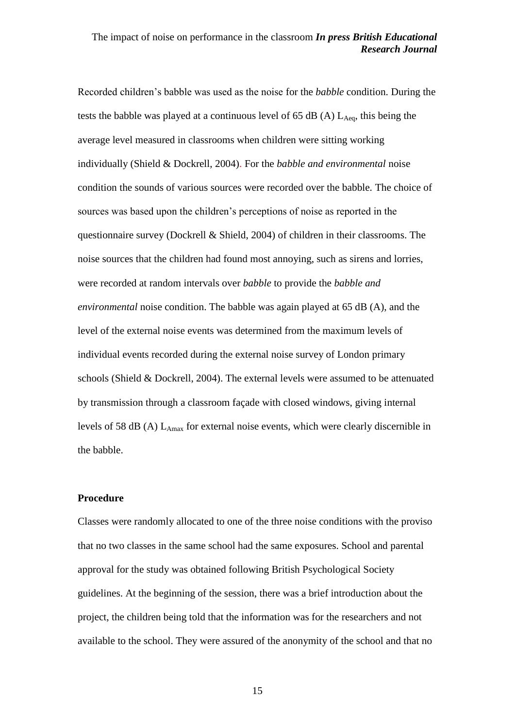Recorded children's babble was used as the noise for the *babble* condition. During the tests the babble was played at a continuous level of 65 dB (A) $L_{Aeq}$, this being the average level measured in classrooms when children were sitting working individually (Shield & Dockrell, 2004). For the *babble and environmental* noise condition the sounds of various sources were recorded over the babble. The choice of sources was based upon the children's perceptions of noise as reported in the questionnaire survey (Dockrell & Shield, 2004) of children in their classrooms. The noise sources that the children had found most annoying, such as sirens and lorries, were recorded at random intervals over *babble* to provide the *babble and environmental* noise condition. The babble was again played at 65 dB (A), and the level of the external noise events was determined from the maximum levels of individual events recorded during the external noise survey of London primary schools (Shield & Dockrell, 2004). The external levels were assumed to be attenuated by transmission through a classroom façade with closed windows, giving internal levels of 58 dB (A) $L_{Amax}$ for external noise events, which were clearly discernible in the babble.

**Procedure**

Classes were randomly allocated to one of the three noise conditions with the proviso that no two classes in the same school had the same exposures. School and parental approval for the study was obtained following British Psychological Society guidelines. At the beginning of the session, there was a brief introduction about the project, the children being told that the information was for the researchers and not available to the school. They were assured of the anonymity of the school and that no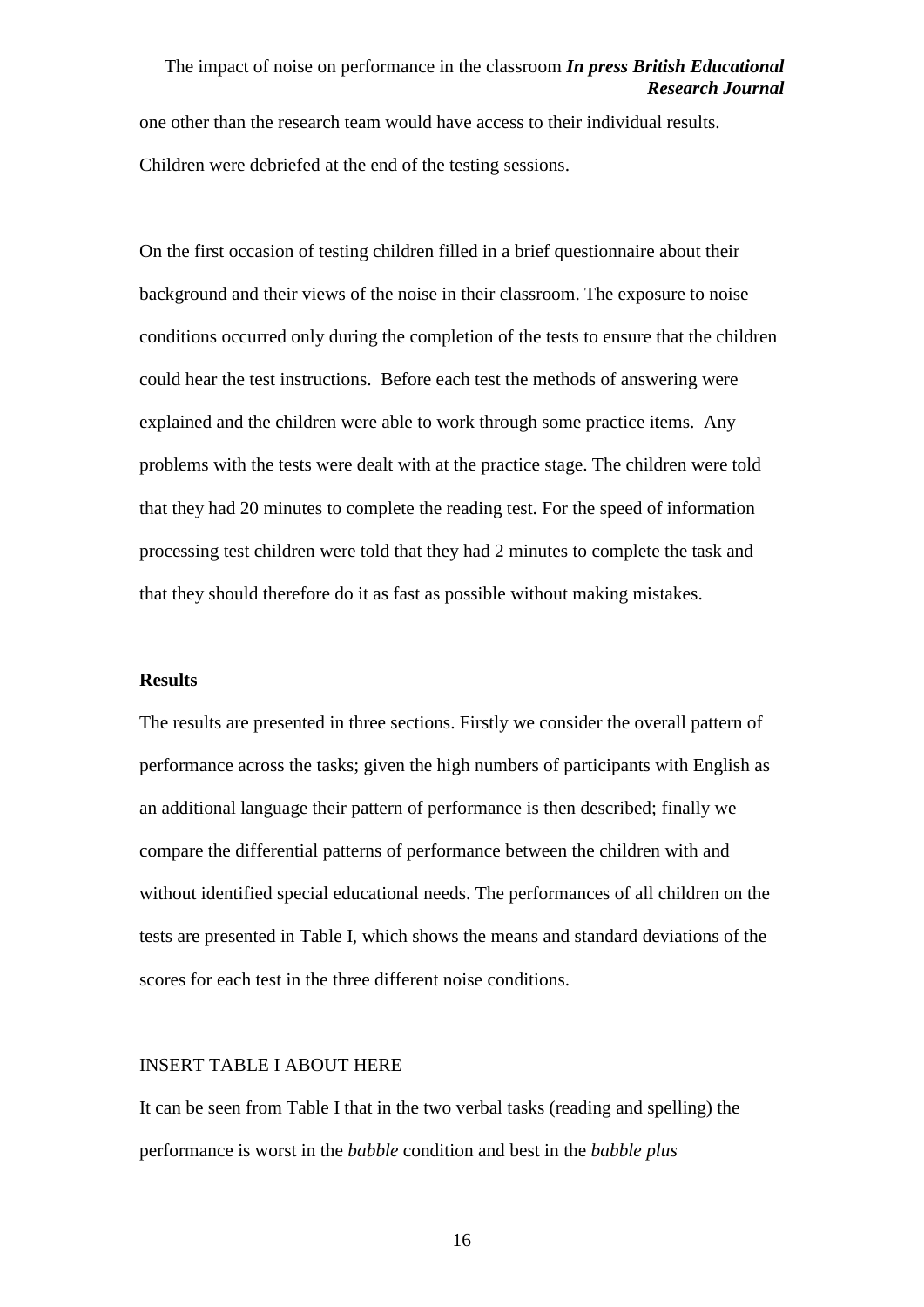one other than the research team would have access to their individual results. Children were debriefed at the end of the testing sessions.

On the first occasion of testing children filled in a brief questionnaire about their background and their views of the noise in their classroom. The exposure to noise conditions occurred only during the completion of the tests to ensure that the children could hear the test instructions. Before each test the methods of answering were explained and the children were able to work through some practice items. Any problems with the tests were dealt with at the practice stage. The children were told that they had 20 minutes to complete the reading test. For the speed of information processing test children were told that they had 2 minutes to complete the task and that they should therefore do it as fast as possible without making mistakes.

**Results**

The results are presented in three sections. Firstly we consider the overall pattern of performance across the tasks; given the high numbers of participants with English as an additional language their pattern of performance is then described; finally we compare the differential patterns of performance between the children with and without identified special educational needs. The performances of all children on the tests are presented in Table I, which shows the means and standard deviations of the scores for each test in the three different noise conditions.

INSERT TABLE I ABOUT HERE

It can be seen from Table I that in the two verbal tasks (reading and spelling) the performance is worst in the *babble* condition and best in the *babble plus*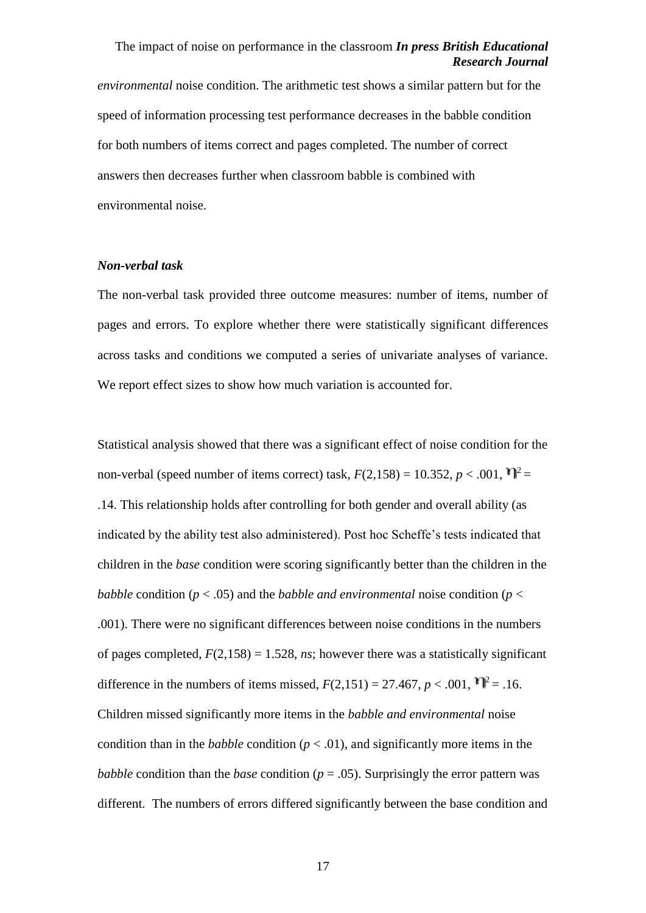*environmental* noise condition. The arithmetic test shows a similar pattern but for the speed of information processing test performance decreases in the babble condition for both numbers of items correct and pages completed. The number of correct answers then decreases further when classroom babble is combined with environmental noise.

### *Non-verbal task*

The non-verbal task provided three outcome measures: number of items, number of pages and errors. To explore whether there were statistically significant differences across tasks and conditions we computed a series of univariate analyses of variance. We report effect sizes to show how much variation is accounted for.

Statistical analysis showed that there was a significant effect of noise condition for the non-verbal (speed number of items correct) task, $F(2,158) = 10.352$, $p < .001$, $\eta^2 = .14$. This relationship holds after controlling for both gender and overall ability (as indicated by the ability test also administered). Post hoc Scheffe's tests indicated that children in the *base* condition were scoring significantly better than the children in the *babble* condition ($p < .05$) and the *babble and environmental* noise condition ($p < .001$). There were no significant differences between noise conditions in the numbers of pages completed, $F(2,158) = 1.528$, *ns*; however there was a statistically significant difference in the numbers of items missed, $F(2,151) = 27.467$, $p < .001$, $\eta^2 = .16$. Children missed significantly more items in the *babble and environmental* noise condition than in the *babble* condition ($p < .01$), and significantly more items in the *babble* condition than the *base* condition ($p = .05$). Surprisingly the error pattern was different. The numbers of errors differed significantly between the base condition and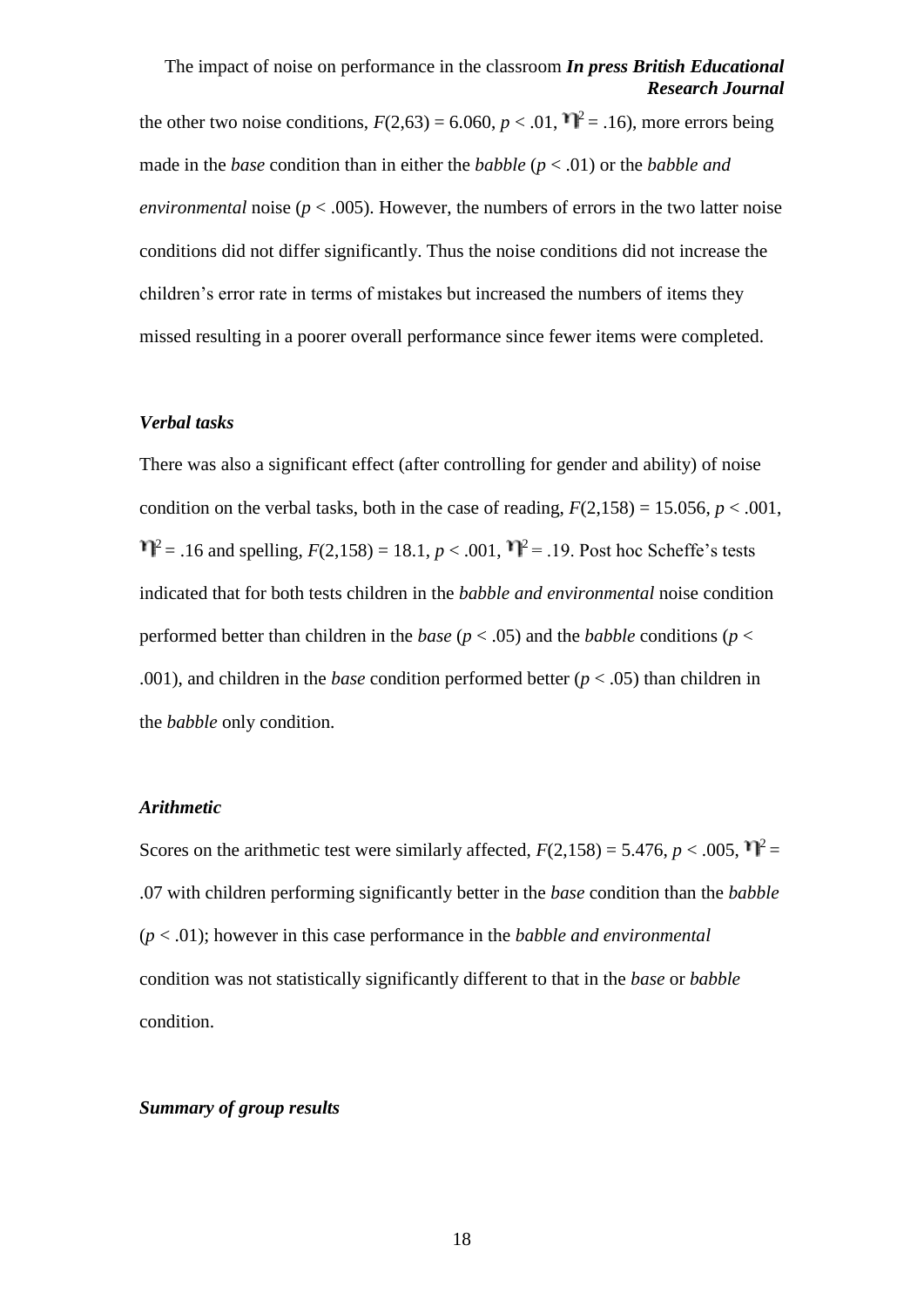the other two noise conditions, $F(2,63) = 6.060$, $p < .01$, $\eta^2 = .16$), more errors being made in the *base* condition than in either the *babble* ($p < .01$) or the *babble and environmental* noise ($p < .005$). However, the numbers of errors in the two latter noise conditions did not differ significantly. Thus the noise conditions did not increase the children's error rate in terms of mistakes but increased the numbers of items they missed resulting in a poorer overall performance since fewer items were completed.

### *Verbal tasks*

There was also a significant effect (after controlling for gender and ability) of noise condition on the verbal tasks, both in the case of reading, $F(2,158) = 15.056$, $p < .001$, $\eta^2 = .16$ and spelling, $F(2,158) = 18.1$, $p < .001$, $\eta^2 = .19$. Post hoc Scheffe's tests indicated that for both tests children in the *babble and environmental* noise condition performed better than children in the *base* ($p < .05$) and the *babble* conditions ($p < .001$), and children in the *base* condition performed better ($p < .05$) than children in the *babble* only condition.

### *Arithmetic*

Scores on the arithmetic test were similarly affected, $F(2,158) = 5.476$, $p < .005$, $\eta^2 = .07$ with children performing significantly better in the *base* condition than the *babble* ($p < .01$); however in this case performance in the *babble and environmental* condition was not statistically significantly different to that in the *base* or *babble* condition.

### *Summary of group results*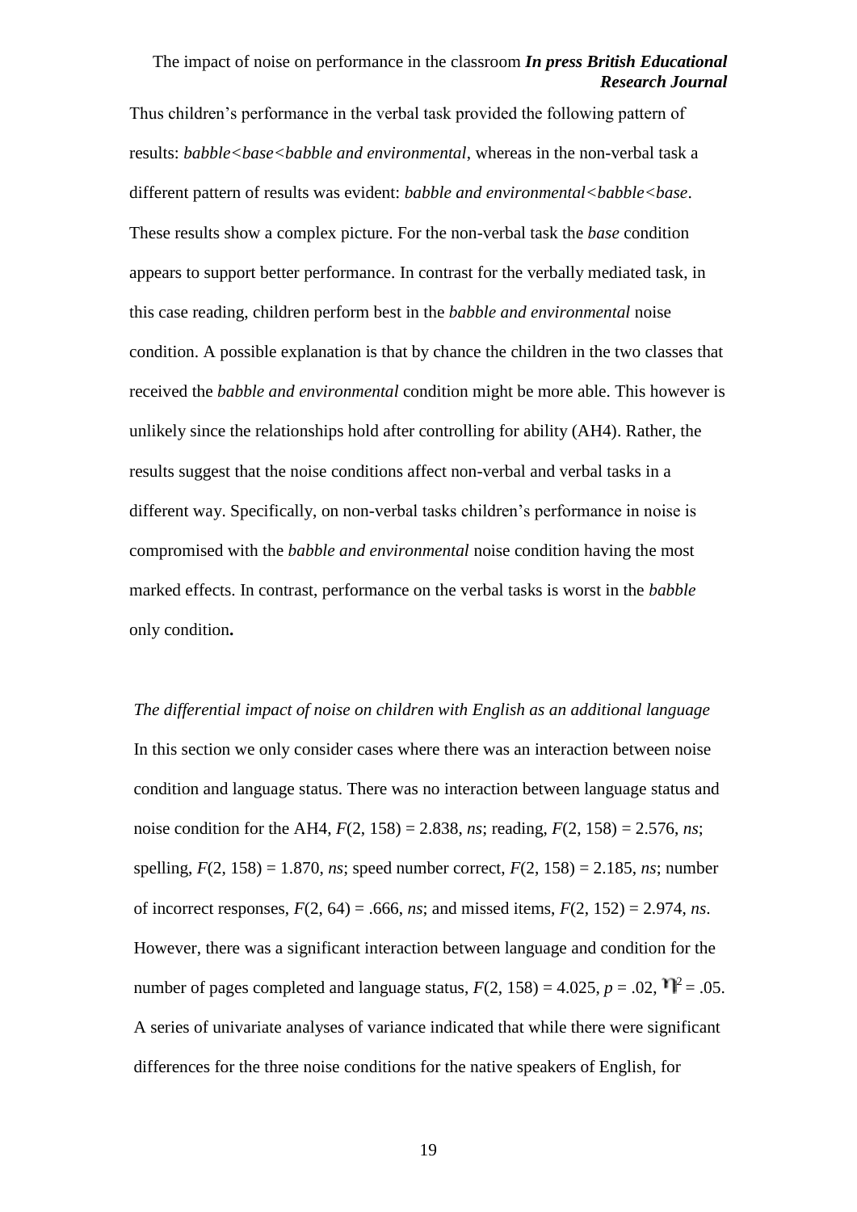Thus children's performance in the verbal task provided the following pattern of results: *babble<base<babble and environmental*, whereas in the non-verbal task a different pattern of results was evident: *babble and environmental<babble<base*. These results show a complex picture. For the non-verbal task the *base* condition appears to support better performance. In contrast for the verbally mediated task, in this case reading, children perform best in the *babble and environmental* noise condition. A possible explanation is that by chance the children in the two classes that received the *babble and environmental* condition might be more able. This however is unlikely since the relationships hold after controlling for ability (AH4). Rather, the results suggest that the noise conditions affect non-verbal and verbal tasks in a different way. Specifically, on non-verbal tasks children's performance in noise is compromised with the *babble and environmental* noise condition having the most marked effects. In contrast, performance on the verbal tasks is worst in the *babble* only condition**.**

*The differential impact of noise on children with English as an additional language*

In this section we only consider cases where there was an interaction between noise condition and language status. There was no interaction between language status and noise condition for the AH4, $F(2, 158) = 2.838$, *ns*; reading, $F(2, 158) = 2.576$, *ns*; spelling, $F(2, 158) = 1.870$, *ns*; speed number correct, $F(2, 158) = 2.185$, *ns*; number of incorrect responses, $F(2, 64) = .666$, *ns*; and missed items, $F(2, 152) = 2.974$, *ns*. However, there was a significant interaction between language and condition for the number of pages completed and language status, $F(2, 158) = 4.025$, $p = .02$, $\eta^2 = .05$. A series of univariate analyses of variance indicated that while there were significant differences for the three noise conditions for the native speakers of English, for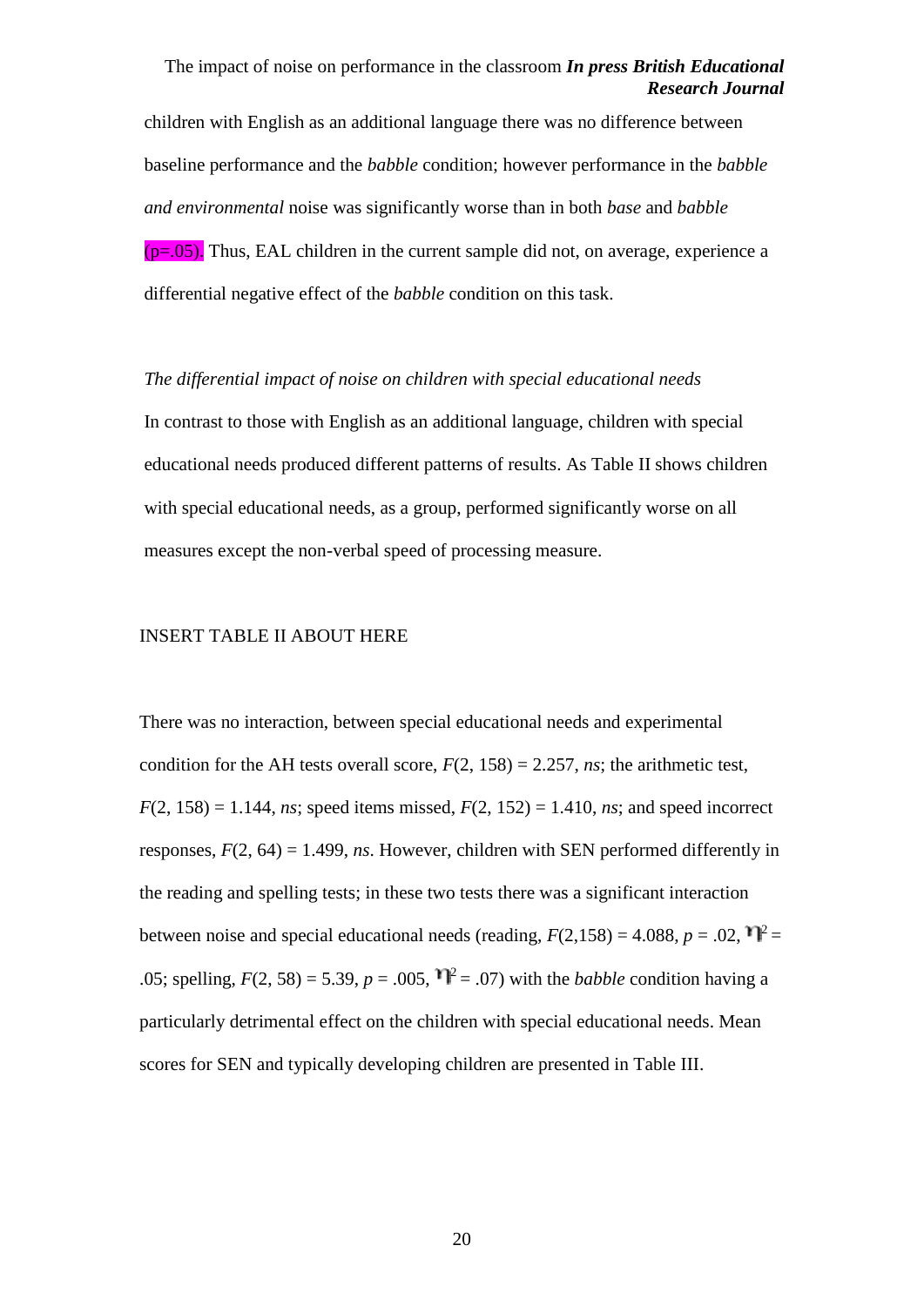children with English as an additional language there was no difference between baseline performance and the *babble* condition; however performance in the *babble and environmental* noise was significantly worse than in both *base* and *babble* ($p=.05$). Thus, EAL children in the current sample did not, on average, experience a differential negative effect of the *babble* condition on this task.

*The differential impact of noise on children with special educational needs*

In contrast to those with English as an additional language, children with special educational needs produced different patterns of results. As Table II shows children with special educational needs, as a group, performed significantly worse on all measures except the non-verbal speed of processing measure.

INSERT TABLE II ABOUT HERE

There was no interaction, between special educational needs and experimental condition for the AH tests overall score, $F(2, 158) = 2.257$, *ns*; the arithmetic test, $F(2, 158) = 1.144$, *ns*; speed items missed, $F(2, 152) = 1.410$, *ns*; and speed incorrect responses, $F(2, 64) = 1.499$, *ns*. However, children with SEN performed differently in the reading and spelling tests; in these two tests there was a significant interaction between noise and special educational needs (reading, $F(2,158) = 4.088$, $p = .02$, $\eta^2 = .05$; spelling, $F(2, 58) = 5.39$, $p = .005$, $\eta^2 = .07$) with the *babble* condition having a particularly detrimental effect on the children with special educational needs. Mean scores for SEN and typically developing children are presented in Table III.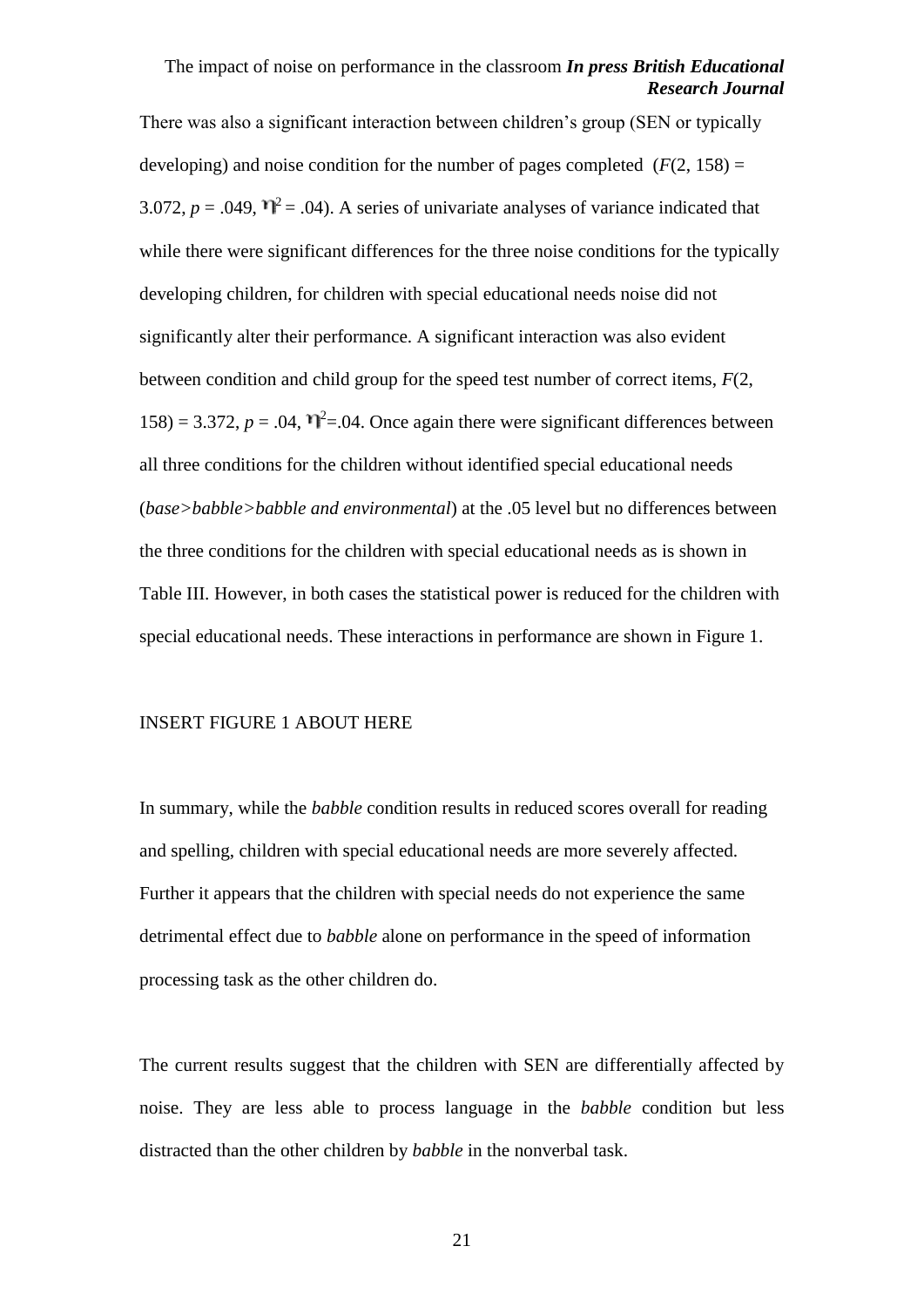There was also a significant interaction between children's group (SEN or typically developing) and noise condition for the number of pages completed ($F(2, 158) = 3.072$, $p = .049$, $\eta^2 = .04$). A series of univariate analyses of variance indicated that while there were significant differences for the three noise conditions for the typically developing children, for children with special educational needs noise did not significantly alter their performance. A significant interaction was also evident between condition and child group for the speed test number of correct items, $F(2, 158) = 3.372$, $p = .04$, $\eta^2 = .04$. Once again there were significant differences between all three conditions for the children without identified special educational needs (*base>babble>babble and environmental*) at the .05 level but no differences between the three conditions for the children with special educational needs as is shown in Table III. However, in both cases the statistical power is reduced for the children with special educational needs. These interactions in performance are shown in Figure 1.

INSERT FIGURE 1 ABOUT HERE

In summary, while the *babble* condition results in reduced scores overall for reading and spelling, children with special educational needs are more severely affected. Further it appears that the children with special needs do not experience the same detrimental effect due to *babble* alone on performance in the speed of information processing task as the other children do.

The current results suggest that the children with SEN are differentially affected by noise. They are less able to process language in the *babble* condition but less distracted than the other children by *babble* in the nonverbal task.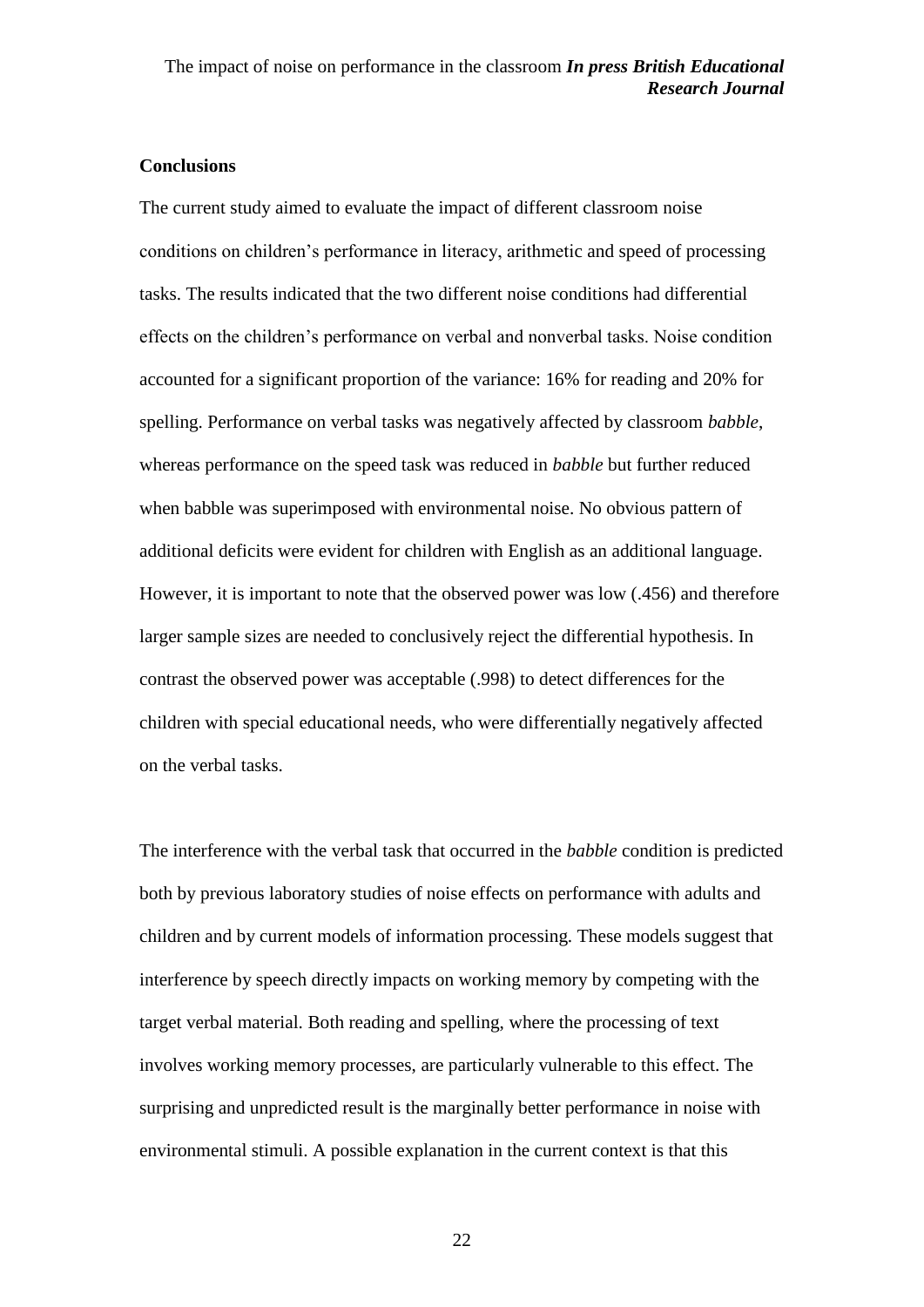### Conclusions

The current study aimed to evaluate the impact of different classroom noise conditions on children's performance in literacy, arithmetic and speed of processing tasks. The results indicated that the two different noise conditions had differential effects on the children's performance on verbal and nonverbal tasks. Noise condition accounted for a significant proportion of the variance: 16% for reading and 20% for spelling. Performance on verbal tasks was negatively affected by classroom *babble*, whereas performance on the speed task was reduced in *babble* but further reduced when babble was superimposed with environmental noise. No obvious pattern of additional deficits were evident for children with English as an additional language. However, it is important to note that the observed power was low (.456) and therefore larger sample sizes are needed to conclusively reject the differential hypothesis. In contrast the observed power was acceptable (.998) to detect differences for the children with special educational needs, who were differentially negatively affected on the verbal tasks.

The interference with the verbal task that occurred in the *babble* condition is predicted both by previous laboratory studies of noise effects on performance with adults and children and by current models of information processing. These models suggest that interference by speech directly impacts on working memory by competing with the target verbal material. Both reading and spelling, where the processing of text involves working memory processes, are particularly vulnerable to this effect. The surprising and unpredicted result is the marginally better performance in noise with environmental stimuli. A possible explanation in the current context is that this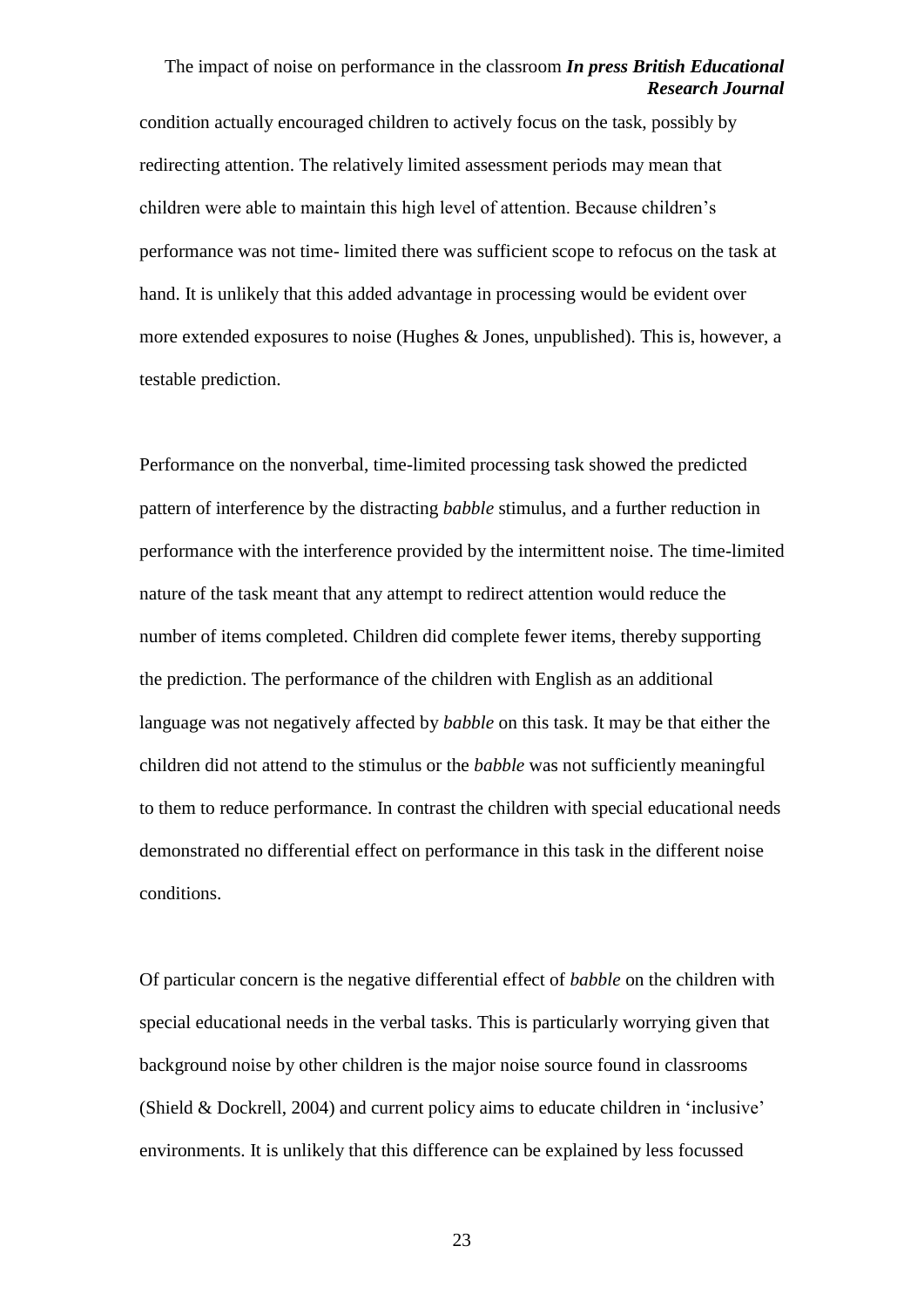condition actually encouraged children to actively focus on the task, possibly by redirecting attention. The relatively limited assessment periods may mean that children were able to maintain this high level of attention. Because children's performance was not time- limited there was sufficient scope to refocus on the task at hand. It is unlikely that this added advantage in processing would be evident over more extended exposures to noise (Hughes & Jones, unpublished). This is, however, a testable prediction.

Performance on the nonverbal, time-limited processing task showed the predicted pattern of interference by the distracting *babble* stimulus, and a further reduction in performance with the interference provided by the intermittent noise. The time-limited nature of the task meant that any attempt to redirect attention would reduce the number of items completed. Children did complete fewer items, thereby supporting the prediction. The performance of the children with English as an additional language was not negatively affected by *babble* on this task. It may be that either the children did not attend to the stimulus or the *babble* was not sufficiently meaningful to them to reduce performance. In contrast the children with special educational needs demonstrated no differential effect on performance in this task in the different noise conditions.

Of particular concern is the negative differential effect of *babble* on the children with special educational needs in the verbal tasks. This is particularly worrying given that background noise by other children is the major noise source found in classrooms (Shield & Dockrell, 2004) and current policy aims to educate children in 'inclusive' environments. It is unlikely that this difference can be explained by less focussed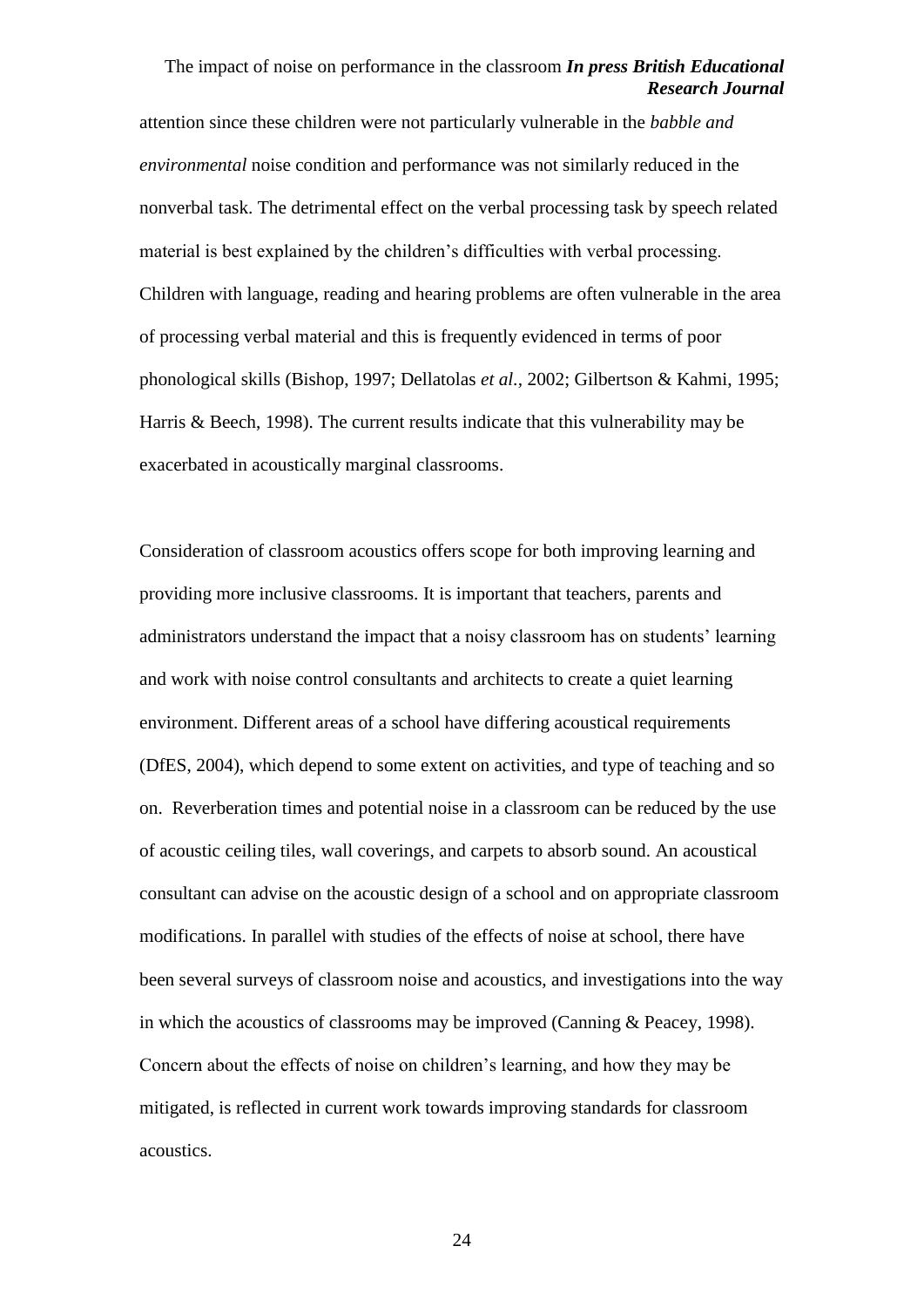attention since these children were not particularly vulnerable in the *babble and environmental* noise condition and performance was not similarly reduced in the nonverbal task. The detrimental effect on the verbal processing task by speech related material is best explained by the children's difficulties with verbal processing. Children with language, reading and hearing problems are often vulnerable in the area of processing verbal material and this is frequently evidenced in terms of poor phonological skills (Bishop, 1997; Dellatolas *et al.*, 2002; Gilbertson & Kahmi, 1995; Harris & Beech, 1998). The current results indicate that this vulnerability may be exacerbated in acoustically marginal classrooms.

Consideration of classroom acoustics offers scope for both improving learning and providing more inclusive classrooms. It is important that teachers, parents and administrators understand the impact that a noisy classroom has on students' learning and work with noise control consultants and architects to create a quiet learning environment. Different areas of a school have differing acoustical requirements (DfES, 2004), which depend to some extent on activities, and type of teaching and so on. Reverberation times and potential noise in a classroom can be reduced by the use of acoustic ceiling tiles, wall coverings, and carpets to absorb sound. An acoustical consultant can advise on the acoustic design of a school and on appropriate classroom modifications. In parallel with studies of the effects of noise at school, there have been several surveys of classroom noise and acoustics, and investigations into the way in which the acoustics of classrooms may be improved (Canning & Peacey, 1998). Concern about the effects of noise on children's learning, and how they may be mitigated, is reflected in current work towards improving standards for classroom acoustics.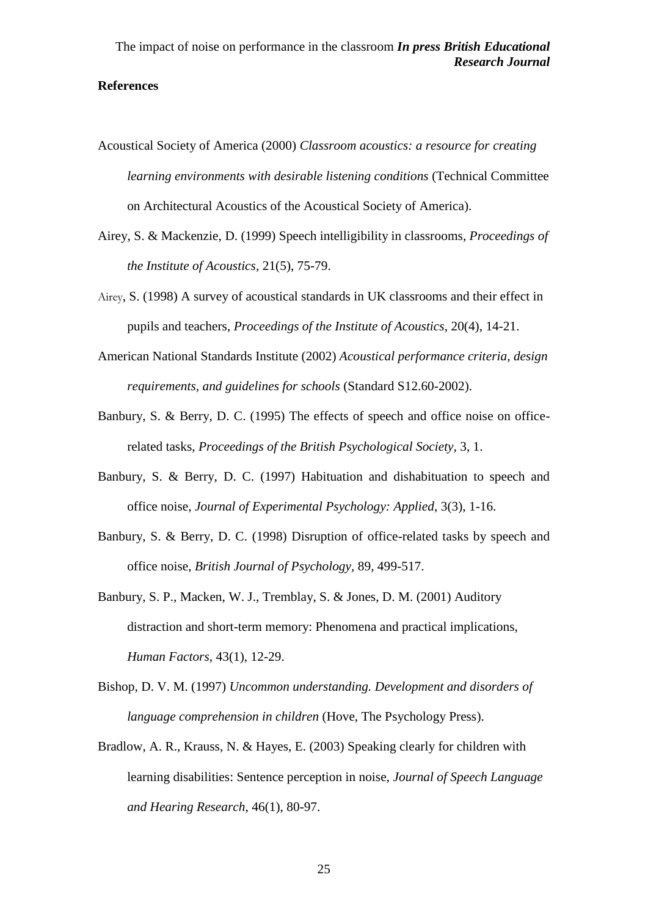**References**

Acoustical Society of America (2000) *Classroom acoustics: a resource for creating learning environments with desirable listening conditions* (Technical Committee on Architectural Acoustics of the Acoustical Society of America).

Airey, S. & Mackenzie, D. (1999) Speech intelligibility in classrooms, *Proceedings of the Institute of Acoustics*, 21(5), 75-79.

Airey, S. (1998) A survey of acoustical standards in UK classrooms and their effect in pupils and teachers, *Proceedings of the Institute of Acoustics*, 20(4), 14-21.

American National Standards Institute (2002) *Acoustical performance criteria, design requirements, and guidelines for schools* (Standard S12.60-2002).

Banbury, S. & Berry, D. C. (1995) The effects of speech and office noise on office-related tasks, *Proceedings of the British Psychological Society*, 3, 1.

Banbury, S. & Berry, D. C. (1997) Habituation and dishabituation to speech and office noise, *Journal of Experimental Psychology: Applied*, 3(3), 1-16.

Banbury, S. & Berry, D. C. (1998) Disruption of office-related tasks by speech and office noise, *British Journal of Psychology*, 89, 499-517.

Banbury, S. P., Macken, W. J., Tremblay, S. & Jones, D. M. (2001) Auditory distraction and short-term memory: Phenomena and practical implications, *Human Factors*, 43(1), 12-29.

Bishop, D. V. M. (1997) *Uncommon understanding. Development and disorders of language comprehension in children* (Hove, The Psychology Press).

Bradlow, A. R., Krauss, N. & Hayes, E. (2003) Speaking clearly for children with learning disabilities: Sentence perception in noise, *Journal of Speech Language and Hearing Research*, 46(1), 80-97.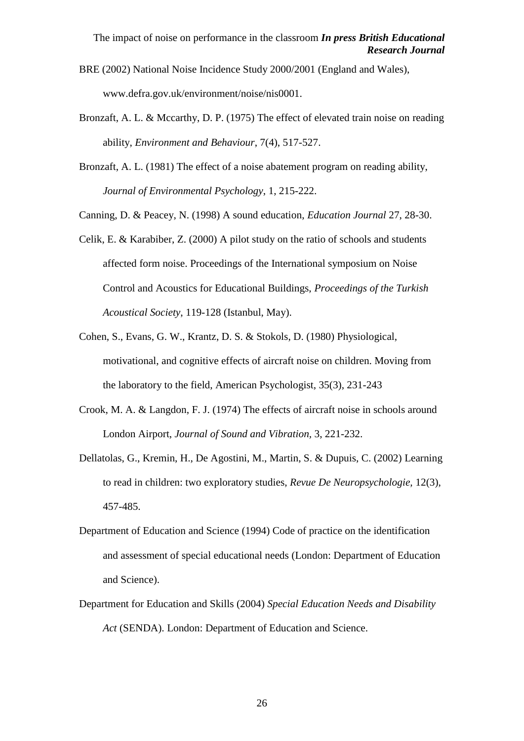BRE (2002) National Noise Incidence Study 2000/2001 (England and Wales), www.defra.gov.uk/environment/noise/nis0001.

Bronzaft, A. L. & Mccarthy, D. P. (1975) The effect of elevated train noise on reading ability, *Environment and Behaviour*, 7(4), 517-527.

Bronzaft, A. L. (1981) The effect of a noise abatement program on reading ability, *Journal of Environmental Psychology*, 1, 215-222.

Canning, D. & Peacey, N. (1998) A sound education, *Education Journal* 27, 28-30.

Celik, E. & Karabiber, Z. (2000) A pilot study on the ratio of schools and students affected form noise. Proceedings of the International symposium on Noise Control and Acoustics for Educational Buildings, *Proceedings of the Turkish Acoustical Society*, 119-128 (Istanbul, May).

Cohen, S., Evans, G. W., Krantz, D. S. & Stokols, D. (1980) Physiological, motivational, and cognitive effects of aircraft noise on children. Moving from the laboratory to the field, American Psychologist, 35(3), 231-243

Crook, M. A. & Langdon, F. J. (1974) The effects of aircraft noise in schools around London Airport, *Journal of Sound and Vibration*, 3, 221-232.

Dellatolas, G., Kremin, H., De Agostini, M., Martin, S. & Dupuis, C. (2002) Learning to read in children: two exploratory studies, *Revue De Neuropsychologie*, 12(3), 457-485.

Department of Education and Science (1994) Code of practice on the identification and assessment of special educational needs (London: Department of Education and Science).

Department for Education and Skills (2004) *Special Education Needs and Disability Act* (SENDA). London: Department of Education and Science.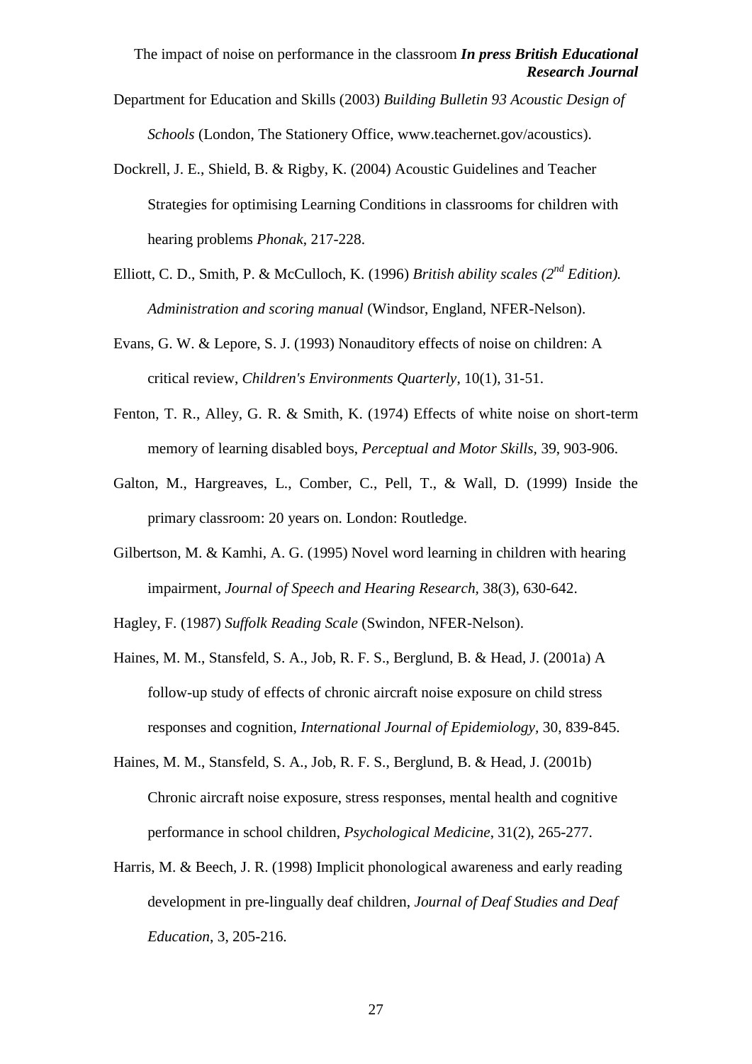Department for Education and Skills (2003) *Building Bulletin 93 Acoustic Design of Schools* (London, The Stationery Office, www.teachernet.gov/acoustics).

Dockrell, J. E., Shield, B. & Rigby, K. (2004) Acoustic Guidelines and Teacher Strategies for optimising Learning Conditions in classrooms for children with hearing problems *Phonak*, 217-228.

Elliott, C. D., Smith, P. & McCulloch, K. (1996) *British ability scales (2nd Edition). Administration and scoring manual* (Windsor, England, NFER-Nelson).

Evans, G. W. & Lepore, S. J. (1993) Nonauditory effects of noise on children: A critical review, *Children's Environments Quarterly*, 10(1), 31-51.

Fenton, T. R., Alley, G. R. & Smith, K. (1974) Effects of white noise on short-term memory of learning disabled boys, *Perceptual and Motor Skills*, 39, 903-906.

Galton, M., Hargreaves, L., Comber, C., Pell, T., & Wall, D. (1999) Inside the primary classroom: 20 years on. London: Routledge.

Gilbertson, M. & Kamhi, A. G. (1995) Novel word learning in children with hearing impairment, *Journal of Speech and Hearing Research*, 38(3), 630-642.

Hagley, F. (1987) *Suffolk Reading Scale* (Swindon, NFER-Nelson).

Haines, M. M., Stansfeld, S. A., Job, R. F. S., Berglund, B. & Head, J. (2001a) A follow-up study of effects of chronic aircraft noise exposure on child stress responses and cognition, *International Journal of Epidemiology*, 30, 839-845.

Haines, M. M., Stansfeld, S. A., Job, R. F. S., Berglund, B. & Head, J. (2001b) Chronic aircraft noise exposure, stress responses, mental health and cognitive performance in school children, *Psychological Medicine*, 31(2), 265-277.

Harris, M. & Beech, J. R. (1998) Implicit phonological awareness and early reading development in pre-lingually deaf children, *Journal of Deaf Studies and Deaf Education*, 3, 205-216.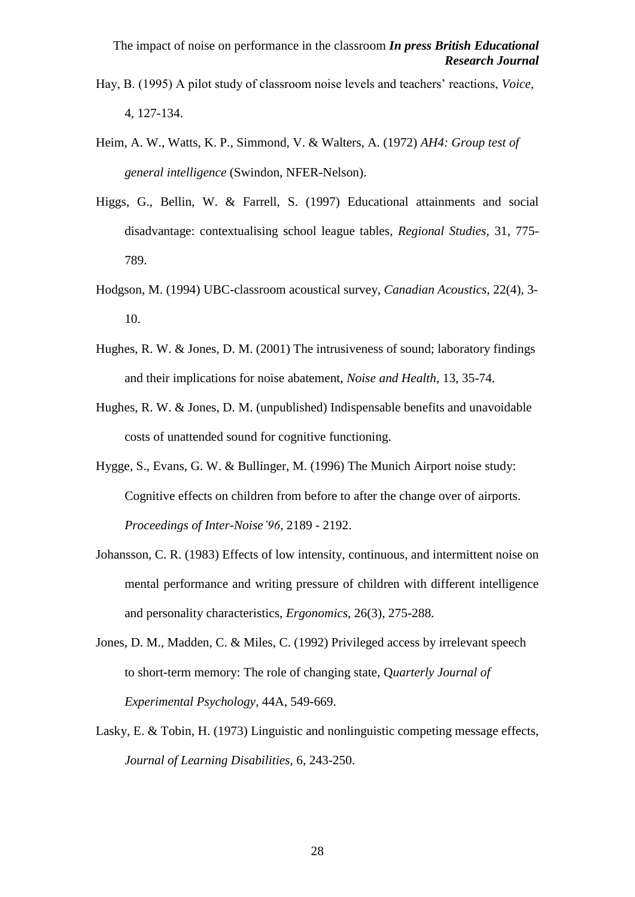Hay, B. (1995) A pilot study of classroom noise levels and teachers' reactions, *Voice*, 4, 127-134.

Heim, A. W., Watts, K. P., Simmond, V. & Walters, A. (1972) *AH4: Group test of general intelligence* (Swindon, NFER-Nelson).

Higgs, G., Bellin, W. & Farrell, S. (1997) Educational attainments and social disadvantage: contextualising school league tables, *Regional Studies*, 31, 775-789.

Hodgson, M. (1994) UBC-classroom acoustical survey, *Canadian Acoustics*, 22(4), 3-10.

Hughes, R. W. & Jones, D. M. (2001) The intrusiveness of sound; laboratory findings and their implications for noise abatement, *Noise and Health*, 13, 35-74.

Hughes, R. W. & Jones, D. M. (unpublished) Indispensable benefits and unavoidable costs of unattended sound for cognitive functioning.

Hygge, S., Evans, G. W. & Bullinger, M. (1996) The Munich Airport noise study: Cognitive effects on children from before to after the change over of airports. *Proceedings of Inter-Noise'96*, 2189 - 2192.

Johansson, C. R. (1983) Effects of low intensity, continuous, and intermittent noise on mental performance and writing pressure of children with different intelligence and personality characteristics, *Ergonomics*, 26(3), 275-288.

Jones, D. M., Madden, C. & Miles, C. (1992) Privileged access by irrelevant speech to short-term memory: The role of changing state, Q*uarterly Journal of Experimental Psychology*, 44A, 549-669.

Lasky, E. & Tobin, H. (1973) Linguistic and nonlinguistic competing message effects, *Journal of Learning Disabilities*, 6, 243-250.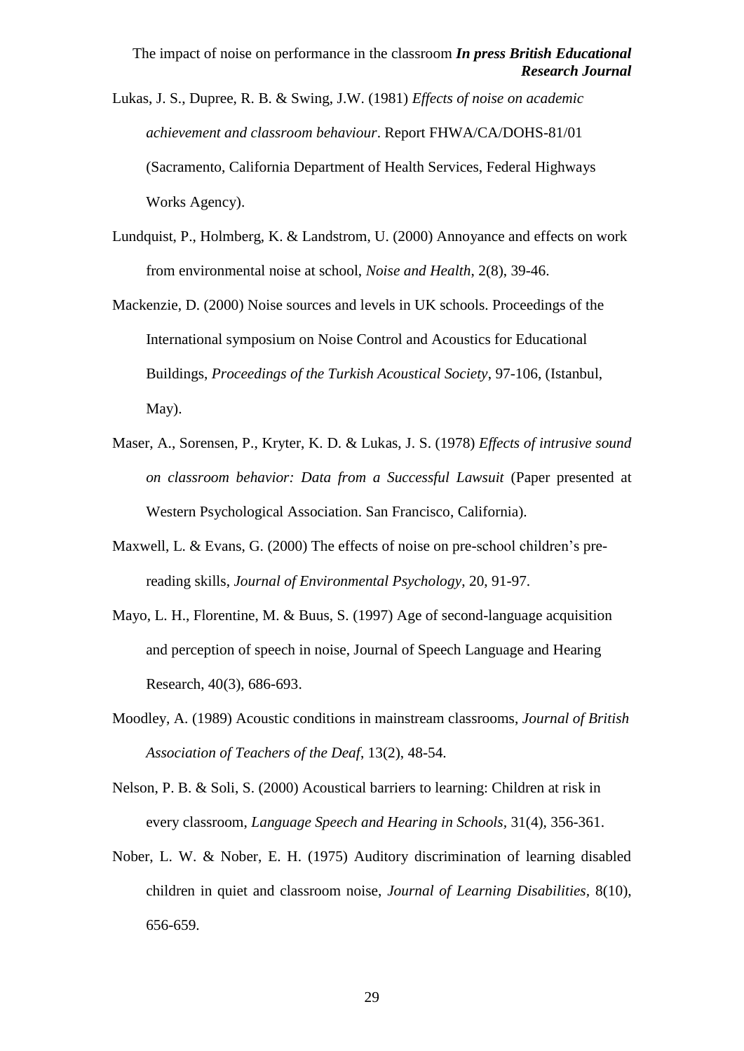Lukas, J. S., Dupree, R. B. & Swing, J.W. (1981) *Effects of noise on academic achievement and classroom behaviour*. Report FHWA/CA/DOHS-81/01 (Sacramento, California Department of Health Services, Federal Highways Works Agency).

Lundquist, P., Holmberg, K. & Landstrom, U. (2000) Annoyance and effects on work from environmental noise at school, *Noise and Health*, 2(8), 39-46.

Mackenzie, D. (2000) Noise sources and levels in UK schools. Proceedings of the International symposium on Noise Control and Acoustics for Educational Buildings, *Proceedings of the Turkish Acoustical Society*, 97-106, (Istanbul, May).

Maser, A., Sorensen, P., Kryter, K. D. & Lukas, J. S. (1978) *Effects of intrusive sound on classroom behavior: Data from a Successful Lawsuit* (Paper presented at Western Psychological Association. San Francisco, California).

Maxwell, L. & Evans, G. (2000) The effects of noise on pre-school children's pre-reading skills, *Journal of Environmental Psychology*, 20, 91-97.

Mayo, L. H., Florentine, M. & Buus, S. (1997) Age of second-language acquisition and perception of speech in noise, Journal of Speech Language and Hearing Research, 40(3), 686-693.

Moodley, A. (1989) Acoustic conditions in mainstream classrooms, *Journal of British Association of Teachers of the Deaf*, 13(2), 48-54.

Nelson, P. B. & Soli, S. (2000) Acoustical barriers to learning: Children at risk in every classroom, *Language Speech and Hearing in Schools*, 31(4), 356-361.

Nober, L. W. & Nober, E. H. (1975) Auditory discrimination of learning disabled children in quiet and classroom noise, *Journal of Learning Disabilities*, 8(10), 656-659.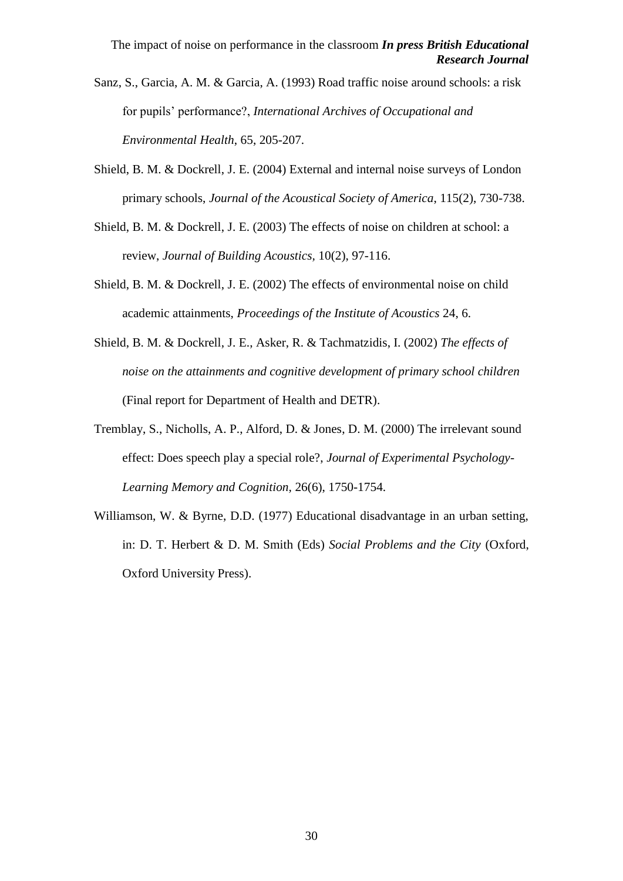Sanz, S., Garcia, A. M. & Garcia, A. (1993) Road traffic noise around schools: a risk for pupils' performance?, *International Archives of Occupational and Environmental Health*, 65, 205-207.

Shield, B. M. & Dockrell, J. E. (2004) External and internal noise surveys of London primary schools, *Journal of the Acoustical Society of America*, 115(2), 730-738.

Shield, B. M. & Dockrell, J. E. (2003) The effects of noise on children at school: a review, *Journal of Building Acoustics*, 10(2), 97-116.

Shield, B. M. & Dockrell, J. E. (2002) The effects of environmental noise on child academic attainments, *Proceedings of the Institute of Acoustics* 24, 6.

Shield, B. M. & Dockrell, J. E., Asker, R. & Tachmatzidis, I. (2002) *The effects of noise on the attainments and cognitive development of primary school children* (Final report for Department of Health and DETR).

Tremblay, S., Nicholls, A. P., Alford, D. & Jones, D. M. (2000) The irrelevant sound effect: Does speech play a special role?, *Journal of Experimental Psychology-Learning Memory and Cognition*, 26(6), 1750-1754.

Williamson, W. & Byrne, D.D. (1977) Educational disadvantage in an urban setting, in: D. T. Herbert & D. M. Smith (Eds) *Social Problems and the City* (Oxford, Oxford University Press).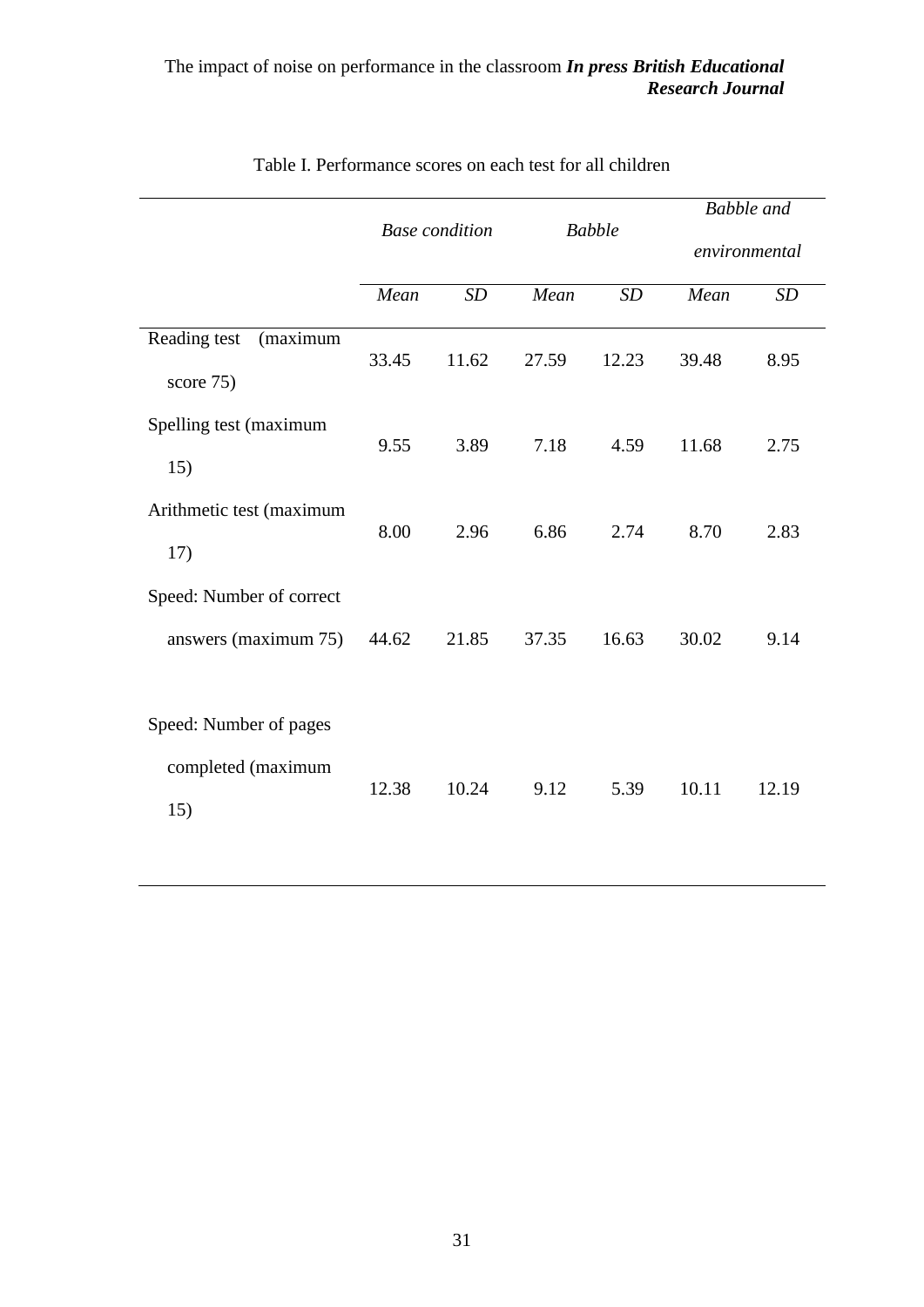Table I. Performance scores on each test for all children

| | *Base condition* | | *Babble* | | *Babble and environmental* | |
|---|---|---|---|---|---|---|
| | *Mean* | *SD* | *Mean* | *SD* | *Mean* | *SD* |
| Reading test (maximum score 75) | 33.45 | 11.62 | 27.59 | 12.23 | 39.48 | 8.95 |
| Spelling test (maximum 15) | 9.55 | 3.89 | 7.18 | 4.59 | 11.68 | 2.75 |
| Arithmetic test (maximum 17) | 8.00 | 2.96 | 6.86 | 2.74 | 8.70 | 2.83 |
| Speed: Number of correct answers (maximum 75) | 44.62 | 21.85 | 37.35 | 16.63 | 30.02 | 9.14 |
| Speed: Number of pages completed (maximum 15) | 12.38 | 10.24 | 9.12 | 5.39 | 10.11 | 12.19 |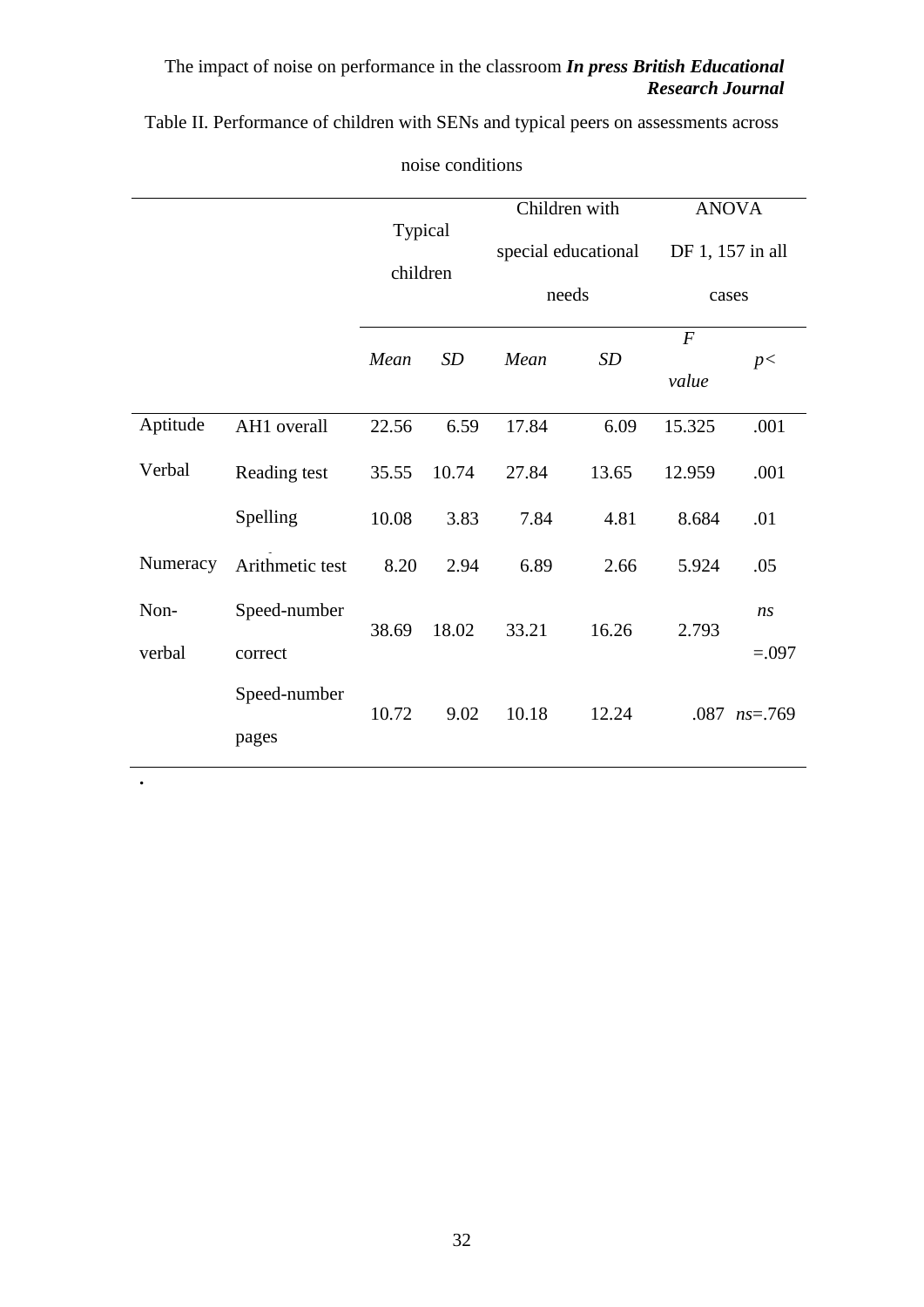Table II. Performance of children with SENs and typical peers on assessments across noise conditions

| | | Typical children | | Children with special educational needs | | ANOVA DF 1, 157 in all cases | |
|---|---|---|---|---|---|---|---|
| | | *Mean* | *SD* | *Mean* | *SD* | *F value* | *p<* |
| Aptitude | AH1 overall | 22.56 | 6.59 | 17.84 | 6.09 | 15.325 | .001 |
| Verbal | Reading test | 35.55 | 10.74 | 27.84 | 13.65 | 12.959 | .001 |
| | Spelling | 10.08 | 3.83 | 7.84 | 4.81 | 8.684 | .01 |
| Numeracy | Arithmetic test | 8.20 | 2.94 | 6.89 | 2.66 | 5.924 | .05 |
| Non-verbal | Speed-number correct | 38.69 | 18.02 | 33.21 | 16.26 | 2.793 | *ns* =.097 |
| | Speed-number pages | 10.72 | 9.02 | 10.18 | 12.24 | .087 | *ns*=.769 |

.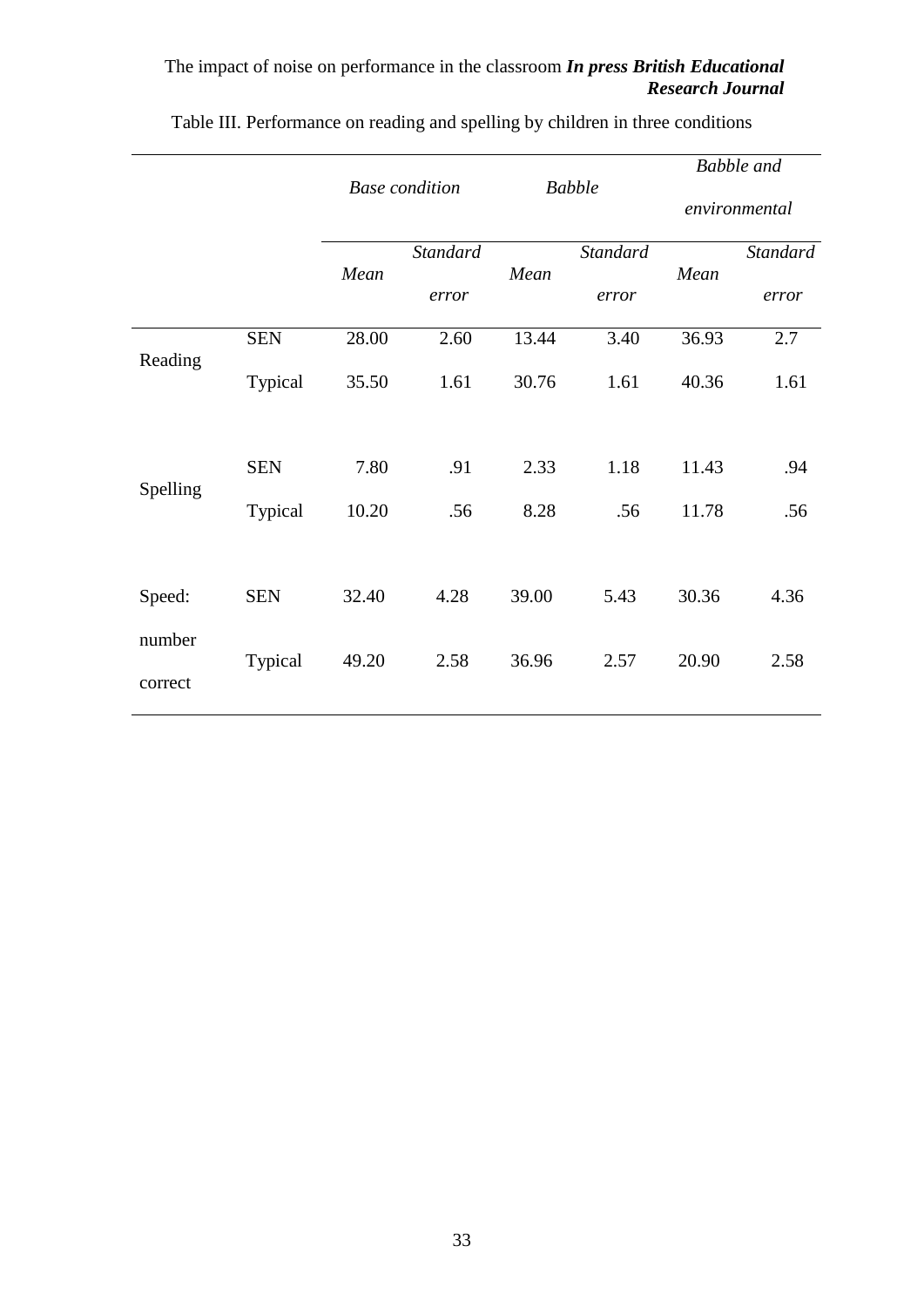Table III. Performance on reading and spelling by children in three conditions

| | | *Base condition* | | *Babble* | | *Babble and environmental* | |
|---|---|---|---|---|---|---|---|
| | | *Mean* | *Standard error* | *Mean* | *Standard error* | *Mean* | *Standard error* |
| Reading | SEN | 28.00 | 2.60 | 13.44 | 3.40 | 36.93 | 2.7 |
| | Typical | 35.50 | 1.61 | 30.76 | 1.61 | 40.36 | 1.61 |
| Spelling | SEN | 7.80 | .91 | 2.33 | 1.18 | 11.43 | .94 |
| | Typical | 10.20 | .56 | 8.28 | .56 | 11.78 | .56 |
| Speed: number correct | SEN | 32.40 | 4.28 | 39.00 | 5.43 | 30.36 | 4.36 |
| | Typical | 49.20 | 2.58 | 36.96 | 2.57 | 20.90 | 2.58 |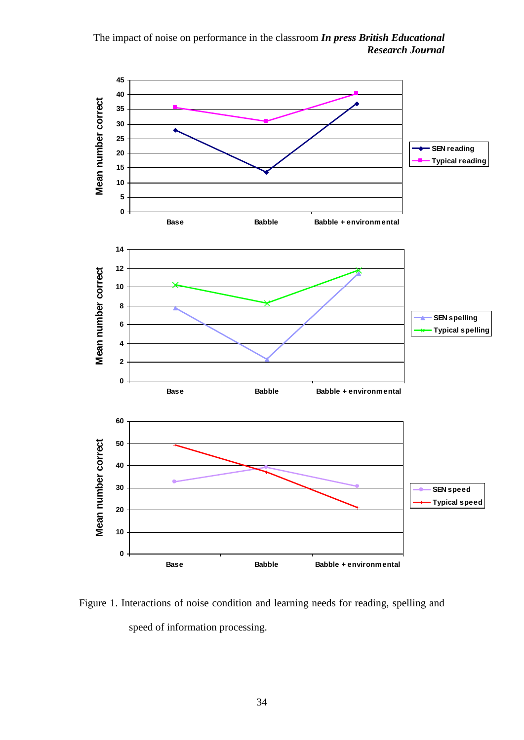Mean number correct

45
40
35
30
25
20
15
10
5
0

Base
Babble
Babble + environmental

SEN reading
Typical reading

Mean number correct

14
12
10
8
6
4
2
0

Base
Babble
Babble + environmental

SEN spelling
Typical spelling

Mean number correct

60
50
40
30
20
10
0

Base
Babble
Babble + environmental

SEN speed
Typical speed

Figure 1. Interactions of noise condition and learning needs for reading, spelling and speed of information processing.